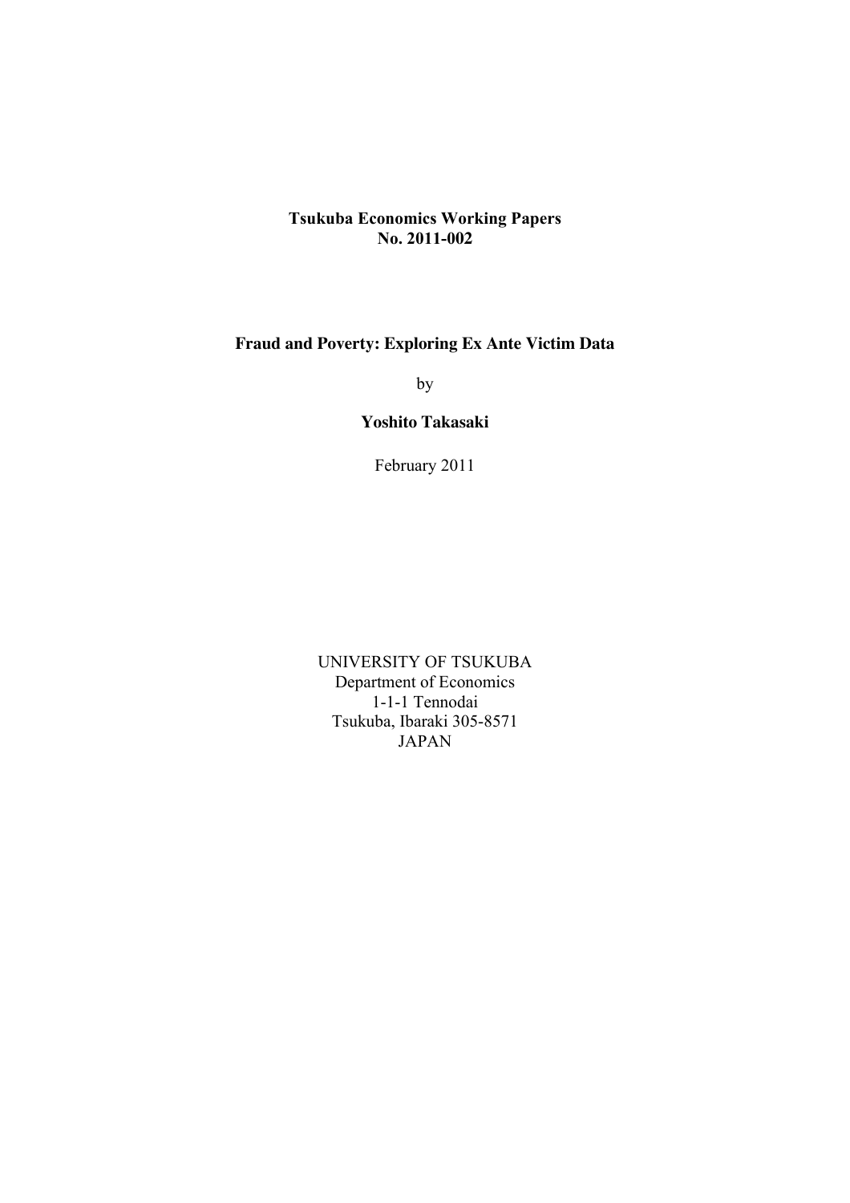**Tsukuba Economics Working Papers**
**No. 2011-002**

# Fraud and Poverty: Exploring Ex Ante Victim Data

by

**Yoshito Takasaki**

February 2011

UNIVERSITY OF TSUKUBA
Department of Economics
1-1-1 Tennodai
Tsukuba, Ibaraki 305-8571
JAPAN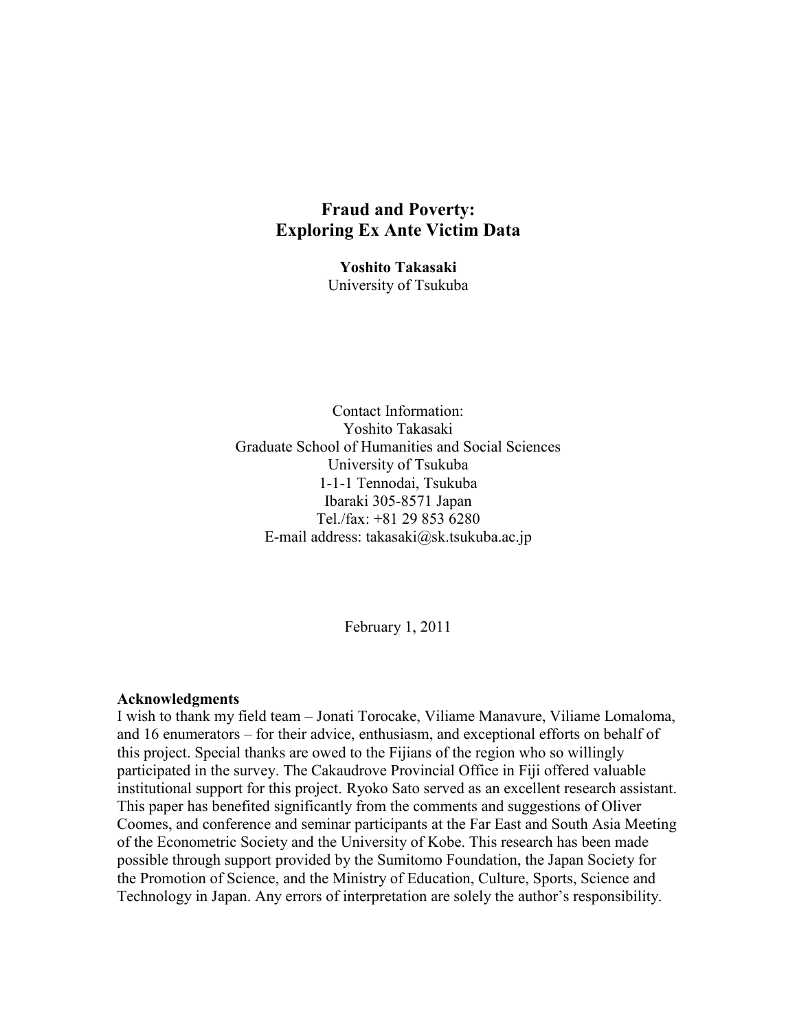# Fraud and Poverty: Exploring Ex Ante Victim Data

**Yoshito Takasaki**
University of Tsukuba

Contact Information:
Yoshito Takasaki
Graduate School of Humanities and Social Sciences
University of Tsukuba
1-1-1 Tennodai, Tsukuba
Ibaraki 305-8571 Japan
Tel./fax: +81 29 853 6280
E-mail address: takasaki@sk.tsukuba.ac.jp

February 1, 2011

**Acknowledgments**
I wish to thank my field team – Jonati Torocake, Viliame Manavure, Viliame Lomaloma, and 16 enumerators – for their advice, enthusiasm, and exceptional efforts on behalf of this project. Special thanks are owed to the Fijians of the region who so willingly participated in the survey. The Cakaudrove Provincial Office in Fiji offered valuable institutional support for this project. Ryoko Sato served as an excellent research assistant. This paper has benefited significantly from the comments and suggestions of Oliver Coomes, and conference and seminar participants at the Far East and South Asia Meeting of the Econometric Society and the University of Kobe. This research has been made possible through support provided by the Sumitomo Foundation, the Japan Society for the Promotion of Science, and the Ministry of Education, Culture, Sports, Science and Technology in Japan. Any errors of interpretation are solely the author's responsibility.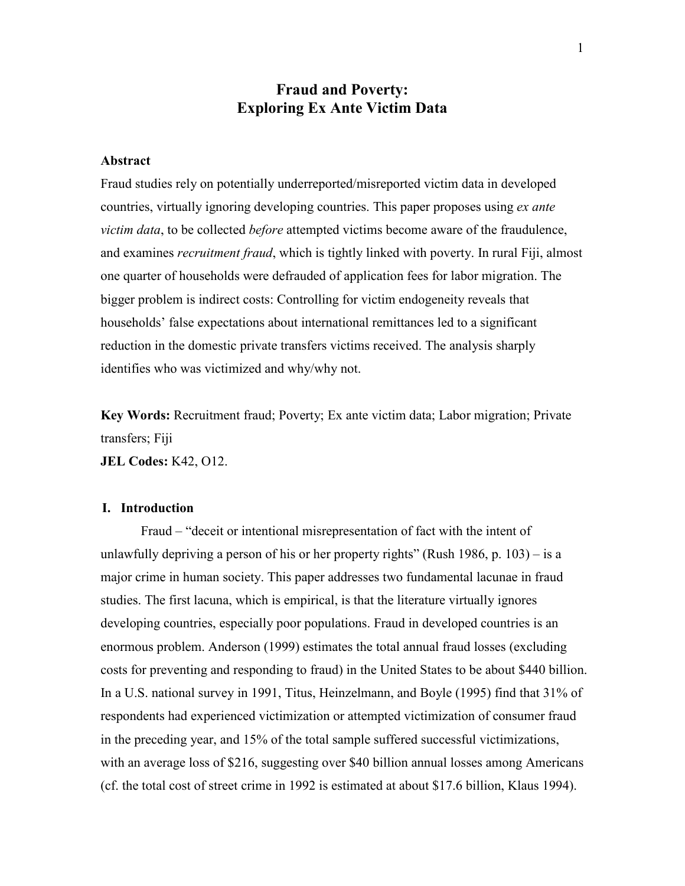# Fraud and Poverty: Exploring Ex Ante Victim Data

### Abstract

Fraud studies rely on potentially underreported/misreported victim data in developed countries, virtually ignoring developing countries. This paper proposes using *ex ante victim data*, to be collected *before* attempted victims become aware of the fraudulence, and examines *recruitment fraud*, which is tightly linked with poverty. In rural Fiji, almost one quarter of households were defrauded of application fees for labor migration. The bigger problem is indirect costs: Controlling for victim endogeneity reveals that households' false expectations about international remittances led to a significant reduction in the domestic private transfers victims received. The analysis sharply identifies who was victimized and why/why not.

**Key Words:** Recruitment fraud; Poverty; Ex ante victim data; Labor migration; Private transfers; Fiji

**JEL Codes:** K42, O12.

## I. Introduction

Fraud – "deceit or intentional misrepresentation of fact with the intent of unlawfully depriving a person of his or her property rights" (Rush 1986, p. 103) – is a major crime in human society. This paper addresses two fundamental lacunae in fraud studies. The first lacuna, which is empirical, is that the literature virtually ignores developing countries, especially poor populations. Fraud in developed countries is an enormous problem. Anderson (1999) estimates the total annual fraud losses (excluding costs for preventing and responding to fraud) in the United States to be about $440 billion. In a U.S. national survey in 1991, Titus, Heinzelmann, and Boyle (1995) find that 31% of respondents had experienced victimization or attempted victimization of consumer fraud in the preceding year, and 15% of the total sample suffered successful victimizations, with an average loss of $216, suggesting over $40 billion annual losses among Americans (cf. the total cost of street crime in 1992 is estimated at about $17.6 billion, Klaus 1994).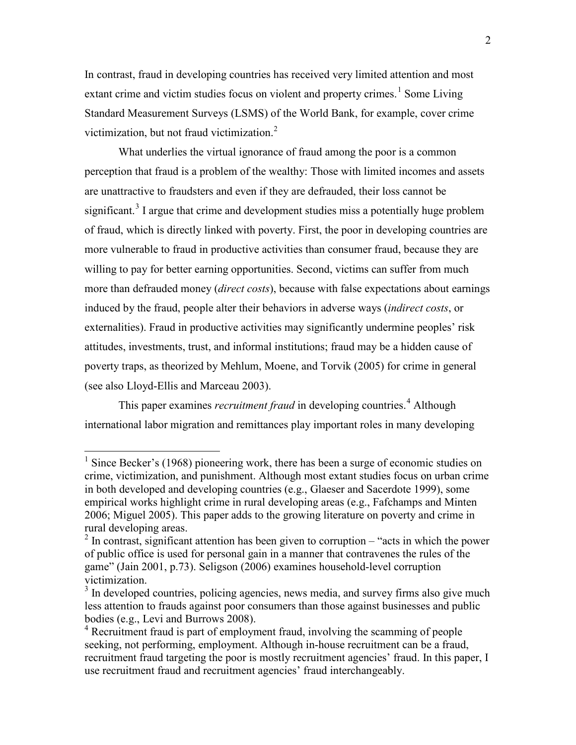In contrast, fraud in developing countries has received very limited attention and most extant crime and victim studies focus on violent and property crimes.[1] Some Living Standard Measurement Surveys (LSMS) of the World Bank, for example, cover crime victimization, but not fraud victimization.[2]

What underlies the virtual ignorance of fraud among the poor is a common perception that fraud is a problem of the wealthy: Those with limited incomes and assets are unattractive to fraudsters and even if they are defrauded, their loss cannot be significant.[3] I argue that crime and development studies miss a potentially huge problem of fraud, which is directly linked with poverty. First, the poor in developing countries are more vulnerable to fraud in productive activities than consumer fraud, because they are willing to pay for better earning opportunities. Second, victims can suffer from much more than defrauded money (*direct costs*), because with false expectations about earnings induced by the fraud, people alter their behaviors in adverse ways (*indirect costs*, or externalities). Fraud in productive activities may significantly undermine peoples' risk attitudes, investments, trust, and informal institutions; fraud may be a hidden cause of poverty traps, as theorized by Mehlum, Moene, and Torvik (2005) for crime in general (see also Lloyd-Ellis and Marceau 2003).

This paper examines *recruitment fraud* in developing countries.[4] Although international labor migration and remittances play important roles in many developing

---

[1] Since Becker's (1968) pioneering work, there has been a surge of economic studies on crime, victimization, and punishment. Although most extant studies focus on urban crime in both developed and developing countries (e.g., Glaeser and Sacerdote 1999), some empirical works highlight crime in rural developing areas (e.g., Fafchamps and Minten 2006; Miguel 2005). This paper adds to the growing literature on poverty and crime in rural developing areas.

[2] In contrast, significant attention has been given to corruption – "acts in which the power of public office is used for personal gain in a manner that contravenes the rules of the game" (Jain 2001, p.73). Seligson (2006) examines household-level corruption victimization.

[3] In developed countries, policing agencies, news media, and survey firms also give much less attention to frauds against poor consumers than those against businesses and public bodies (e.g., Levi and Burrows 2008).

[4] Recruitment fraud is part of employment fraud, involving the scamming of people seeking, not performing, employment. Although in-house recruitment can be a fraud, recruitment fraud targeting the poor is mostly recruitment agencies' fraud. In this paper, I use recruitment fraud and recruitment agencies' fraud interchangeably.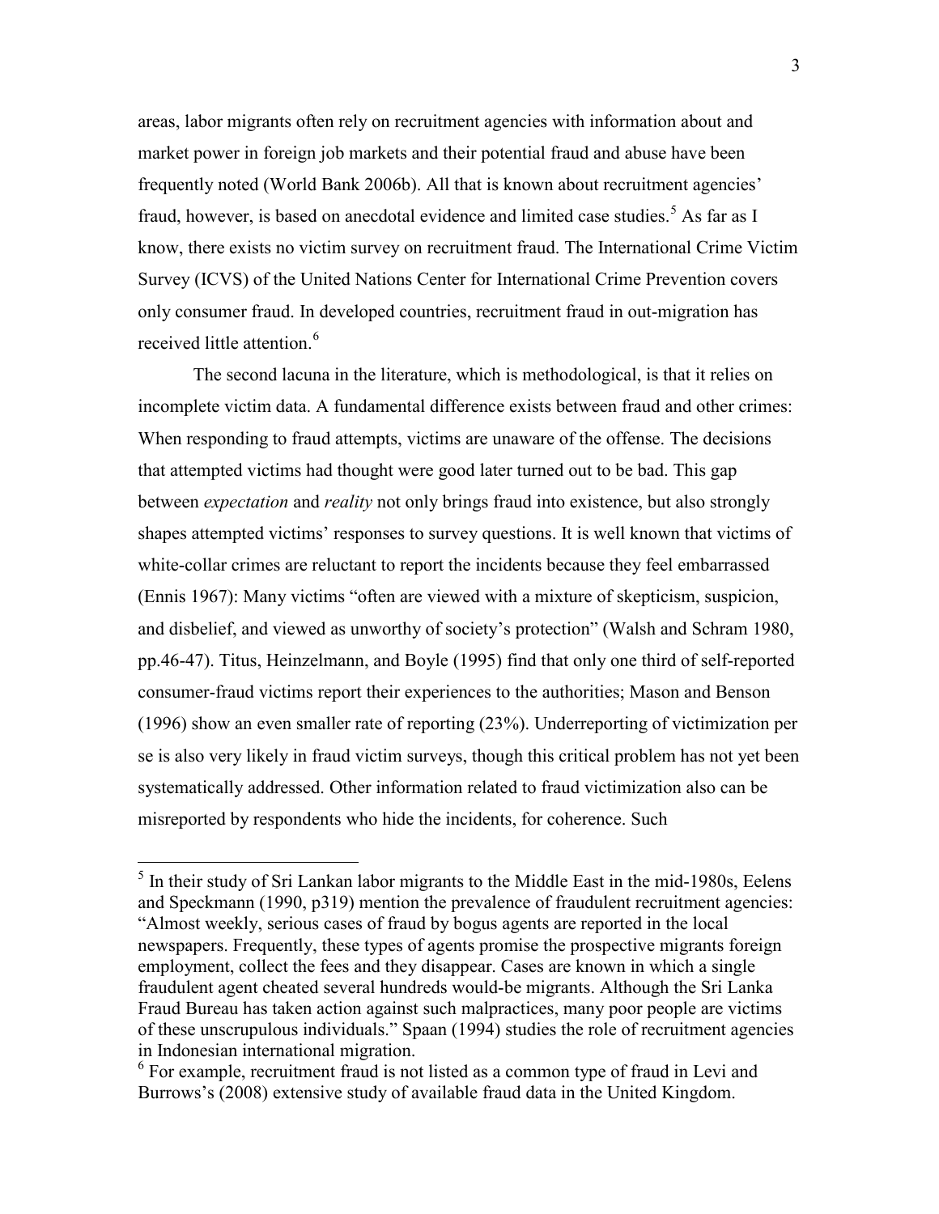areas, labor migrants often rely on recruitment agencies with information about and market power in foreign job markets and their potential fraud and abuse have been frequently noted (World Bank 2006b). All that is known about recruitment agencies' fraud, however, is based on anecdotal evidence and limited case studies.[5] As far as I know, there exists no victim survey on recruitment fraud. The International Crime Victim Survey (ICVS) of the United Nations Center for International Crime Prevention covers only consumer fraud. In developed countries, recruitment fraud in out-migration has received little attention.[6]

The second lacuna in the literature, which is methodological, is that it relies on incomplete victim data. A fundamental difference exists between fraud and other crimes: When responding to fraud attempts, victims are unaware of the offense. The decisions that attempted victims had thought were good later turned out to be bad. This gap between *expectation* and *reality* not only brings fraud into existence, but also strongly shapes attempted victims' responses to survey questions. It is well known that victims of white-collar crimes are reluctant to report the incidents because they feel embarrassed (Ennis 1967): Many victims "often are viewed with a mixture of skepticism, suspicion, and disbelief, and viewed as unworthy of society's protection" (Walsh and Schram 1980, pp.46-47). Titus, Heinzelmann, and Boyle (1995) find that only one third of self-reported consumer-fraud victims report their experiences to the authorities; Mason and Benson (1996) show an even smaller rate of reporting (23%). Underreporting of victimization per se is also very likely in fraud victim surveys, though this critical problem has not yet been systematically addressed. Other information related to fraud victimization also can be misreported by respondents who hide the incidents, for coherence. Such

[5] In their study of Sri Lankan labor migrants to the Middle East in the mid-1980s, Eelens and Speckmann (1990, p319) mention the prevalence of fraudulent recruitment agencies: "Almost weekly, serious cases of fraud by bogus agents are reported in the local newspapers. Frequently, these types of agents promise the prospective migrants foreign employment, collect the fees and they disappear. Cases are known in which a single fraudulent agent cheated several hundreds would-be migrants. Although the Sri Lanka Fraud Bureau has taken action against such malpractices, many poor people are victims of these unscrupulous individuals." Spaan (1994) studies the role of recruitment agencies in Indonesian international migration.

[6] For example, recruitment fraud is not listed as a common type of fraud in Levi and Burrows's (2008) extensive study of available fraud data in the United Kingdom.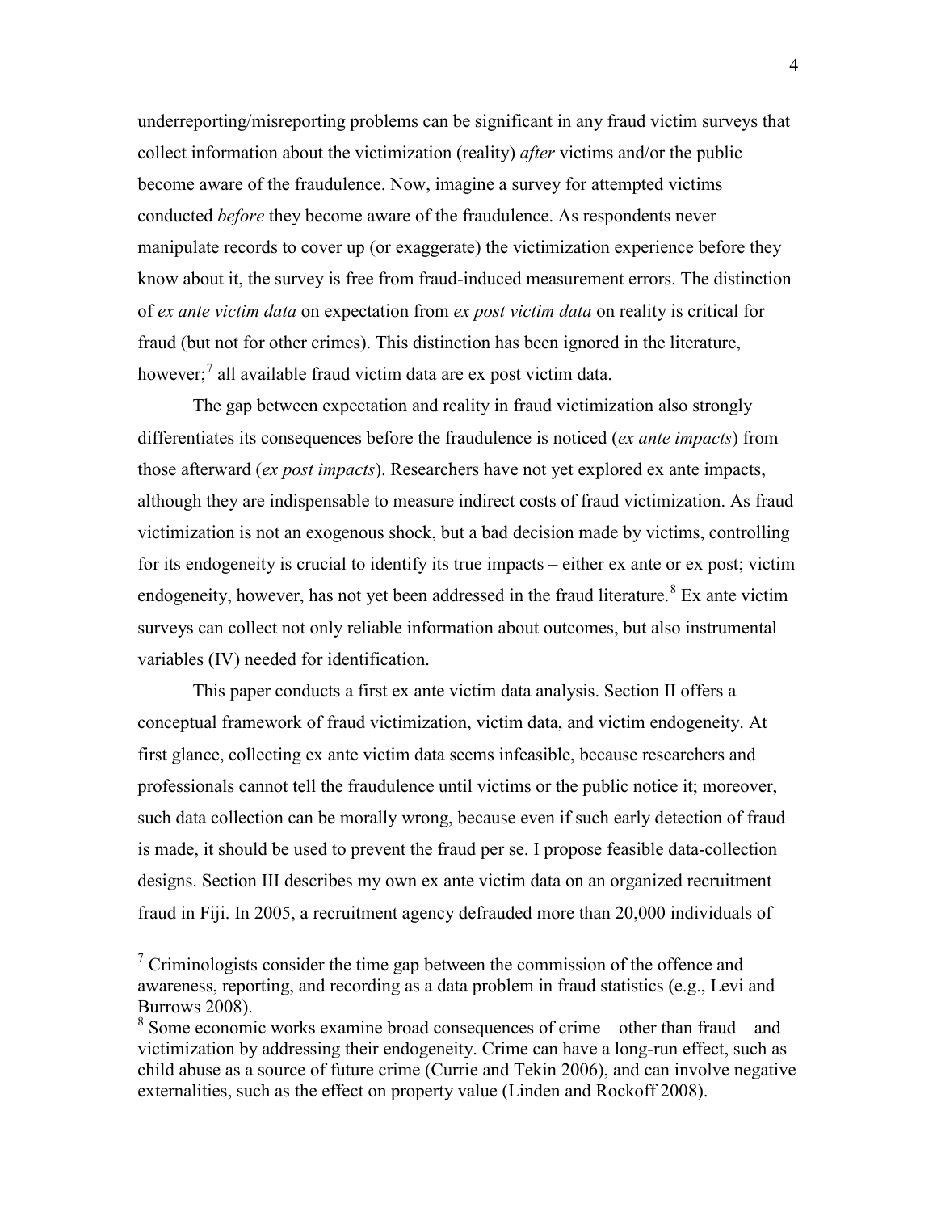underreporting/misreporting problems can be significant in any fraud victim surveys that collect information about the victimization (reality) *after* victims and/or the public become aware of the fraudulence. Now, imagine a survey for attempted victims conducted *before* they become aware of the fraudulence. As respondents never manipulate records to cover up (or exaggerate) the victimization experience before they know about it, the survey is free from fraud-induced measurement errors. The distinction of *ex ante victim data* on expectation from *ex post victim data* on reality is critical for fraud (but not for other crimes). This distinction has been ignored in the literature, however;[7] all available fraud victim data are ex post victim data.

The gap between expectation and reality in fraud victimization also strongly differentiates its consequences before the fraudulence is noticed (*ex ante impacts*) from those afterward (*ex post impacts*). Researchers have not yet explored ex ante impacts, although they are indispensable to measure indirect costs of fraud victimization. As fraud victimization is not an exogenous shock, but a bad decision made by victims, controlling for its endogeneity is crucial to identify its true impacts – either ex ante or ex post; victim endogeneity, however, has not yet been addressed in the fraud literature.[8] Ex ante victim surveys can collect not only reliable information about outcomes, but also instrumental variables (IV) needed for identification.

This paper conducts a first ex ante victim data analysis. Section II offers a conceptual framework of fraud victimization, victim data, and victim endogeneity. At first glance, collecting ex ante victim data seems infeasible, because researchers and professionals cannot tell the fraudulence until victims or the public notice it; moreover, such data collection can be morally wrong, because even if such early detection of fraud is made, it should be used to prevent the fraud per se. I propose feasible data-collection designs. Section III describes my own ex ante victim data on an organized recruitment fraud in Fiji. In 2005, a recruitment agency defrauded more than 20,000 individuals of

---

[7] Criminologists consider the time gap between the commission of the offence and awareness, reporting, and recording as a data problem in fraud statistics (e.g., Levi and Burrows 2008).

[8] Some economic works examine broad consequences of crime – other than fraud – and victimization by addressing their endogeneity. Crime can have a long-run effect, such as child abuse as a source of future crime (Currie and Tekin 2006), and can involve negative externalities, such as the effect on property value (Linden and Rockoff 2008).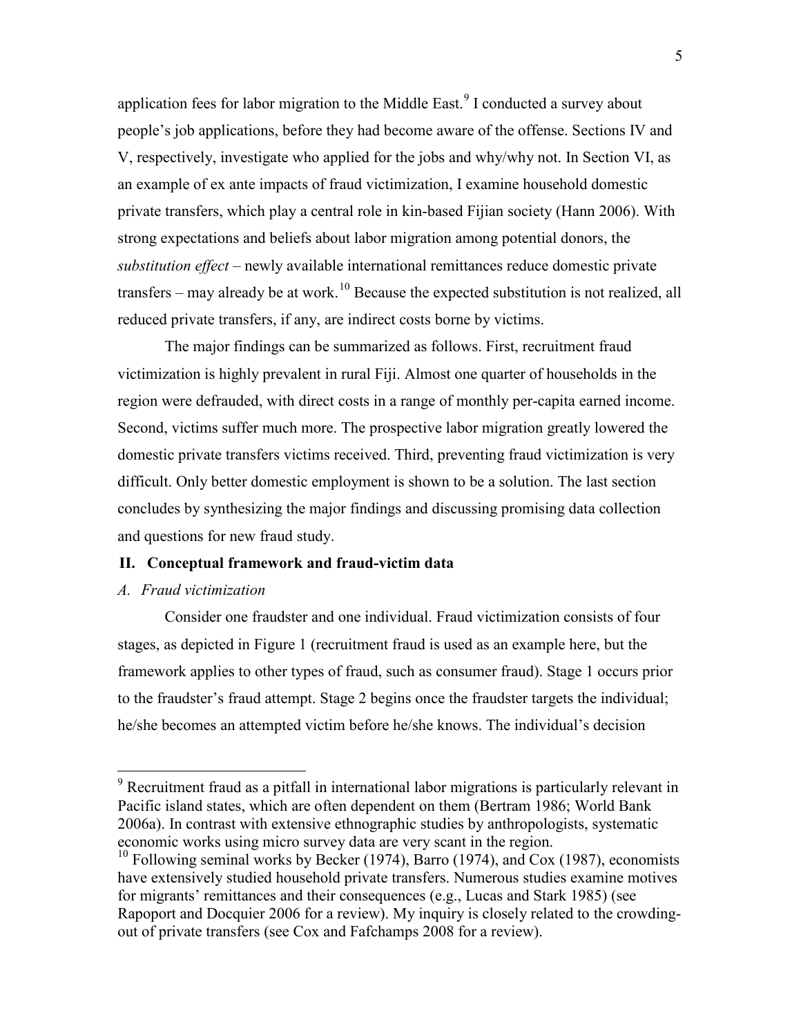application fees for labor migration to the Middle East.[9] I conducted a survey about people's job applications, before they had become aware of the offense. Sections IV and V, respectively, investigate who applied for the jobs and why/why not. In Section VI, as an example of ex ante impacts of fraud victimization, I examine household domestic private transfers, which play a central role in kin-based Fijian society (Hann 2006). With strong expectations and beliefs about labor migration among potential donors, the *substitution effect* – newly available international remittances reduce domestic private transfers – may already be at work.[10] Because the expected substitution is not realized, all reduced private transfers, if any, are indirect costs borne by victims.

The major findings can be summarized as follows. First, recruitment fraud victimization is highly prevalent in rural Fiji. Almost one quarter of households in the region were defrauded, with direct costs in a range of monthly per-capita earned income. Second, victims suffer much more. The prospective labor migration greatly lowered the domestic private transfers victims received. Third, preventing fraud victimization is very difficult. Only better domestic employment is shown to be a solution. The last section concludes by synthesizing the major findings and discussing promising data collection and questions for new fraud study.

## II. Conceptual framework and fraud-victim data

### *A. Fraud victimization*

Consider one fraudster and one individual. Fraud victimization consists of four stages, as depicted in Figure 1 (recruitment fraud is used as an example here, but the framework applies to other types of fraud, such as consumer fraud). Stage 1 occurs prior to the fraudster's fraud attempt. Stage 2 begins once the fraudster targets the individual; he/she becomes an attempted victim before he/she knows. The individual's decision

---

[9] Recruitment fraud as a pitfall in international labor migrations is particularly relevant in Pacific island states, which are often dependent on them (Bertram 1986; World Bank 2006a). In contrast with extensive ethnographic studies by anthropologists, systematic economic works using micro survey data are very scant in the region.

[10] Following seminal works by Becker (1974), Barro (1974), and Cox (1987), economists have extensively studied household private transfers. Numerous studies examine motives for migrants' remittances and their consequences (e.g., Lucas and Stark 1985) (see Rapoport and Docquier 2006 for a review). My inquiry is closely related to the crowding-out of private transfers (see Cox and Fafchamps 2008 for a review).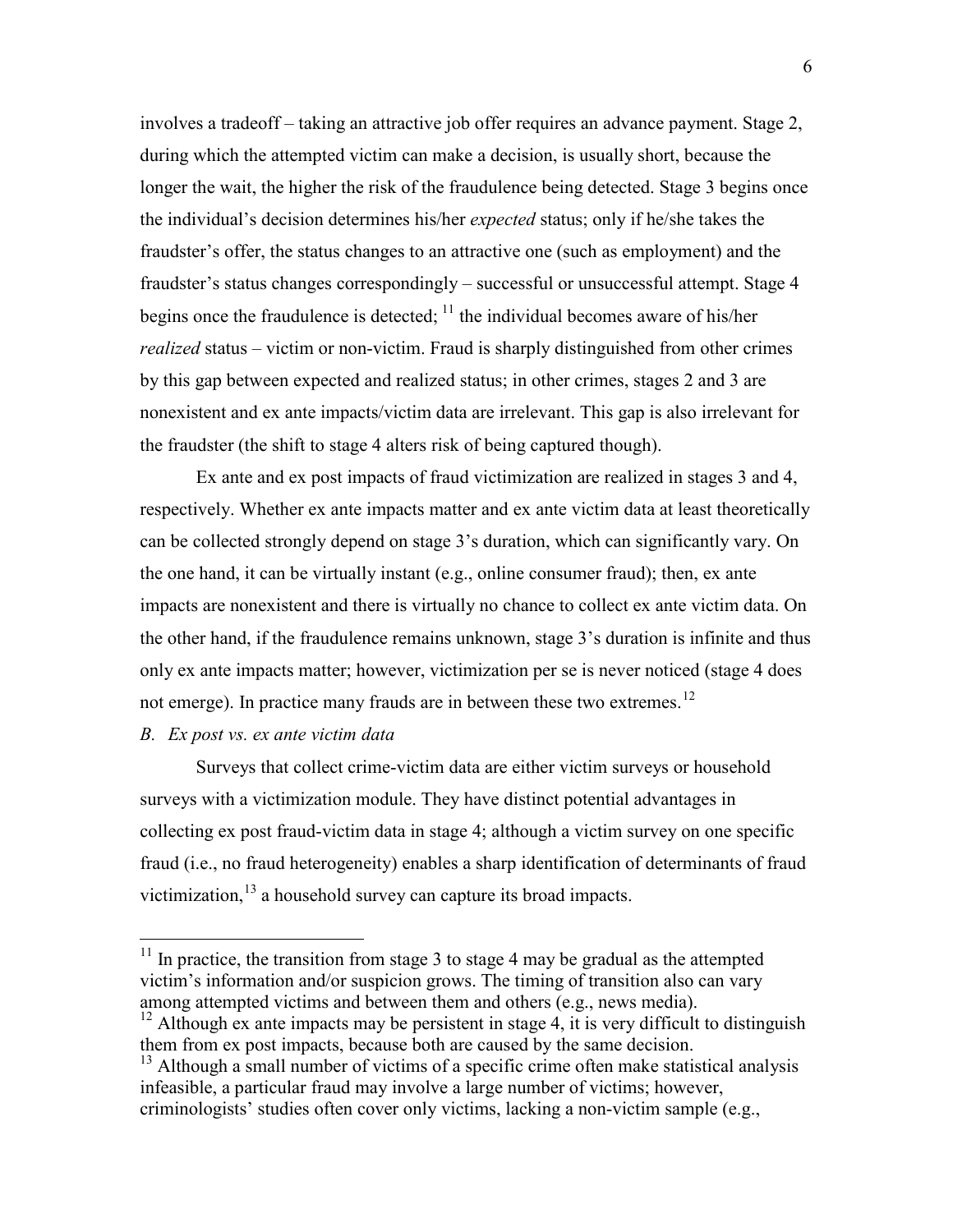involves a tradeoff – taking an attractive job offer requires an advance payment. Stage 2, during which the attempted victim can make a decision, is usually short, because the longer the wait, the higher the risk of the fraudulence being detected. Stage 3 begins once the individual's decision determines his/her *expected* status; only if he/she takes the fraudster's offer, the status changes to an attractive one (such as employment) and the fraudster's status changes correspondingly – successful or unsuccessful attempt. Stage 4 begins once the fraudulence is detected; [11] the individual becomes aware of his/her *realized* status – victim or non-victim. Fraud is sharply distinguished from other crimes by this gap between expected and realized status; in other crimes, stages 2 and 3 are nonexistent and ex ante impacts/victim data are irrelevant. This gap is also irrelevant for the fraudster (the shift to stage 4 alters risk of being captured though).

Ex ante and ex post impacts of fraud victimization are realized in stages 3 and 4, respectively. Whether ex ante impacts matter and ex ante victim data at least theoretically can be collected strongly depend on stage 3's duration, which can significantly vary. On the one hand, it can be virtually instant (e.g., online consumer fraud); then, ex ante impacts are nonexistent and there is virtually no chance to collect ex ante victim data. On the other hand, if the fraudulence remains unknown, stage 3's duration is infinite and thus only ex ante impacts matter; however, victimization per se is never noticed (stage 4 does not emerge). In practice many frauds are in between these two extremes.[12]

*B. Ex post vs. ex ante victim data*

Surveys that collect crime-victim data are either victim surveys or household surveys with a victimization module. They have distinct potential advantages in collecting ex post fraud-victim data in stage 4; although a victim survey on one specific fraud (i.e., no fraud heterogeneity) enables a sharp identification of determinants of fraud victimization,[13] a household survey can capture its broad impacts.

---

[11] In practice, the transition from stage 3 to stage 4 may be gradual as the attempted victim's information and/or suspicion grows. The timing of transition also can vary among attempted victims and between them and others (e.g., news media).

[12] Although ex ante impacts may be persistent in stage 4, it is very difficult to distinguish them from ex post impacts, because both are caused by the same decision.

[13] Although a small number of victims of a specific crime often make statistical analysis infeasible, a particular fraud may involve a large number of victims; however, criminologists' studies often cover only victims, lacking a non-victim sample (e.g.,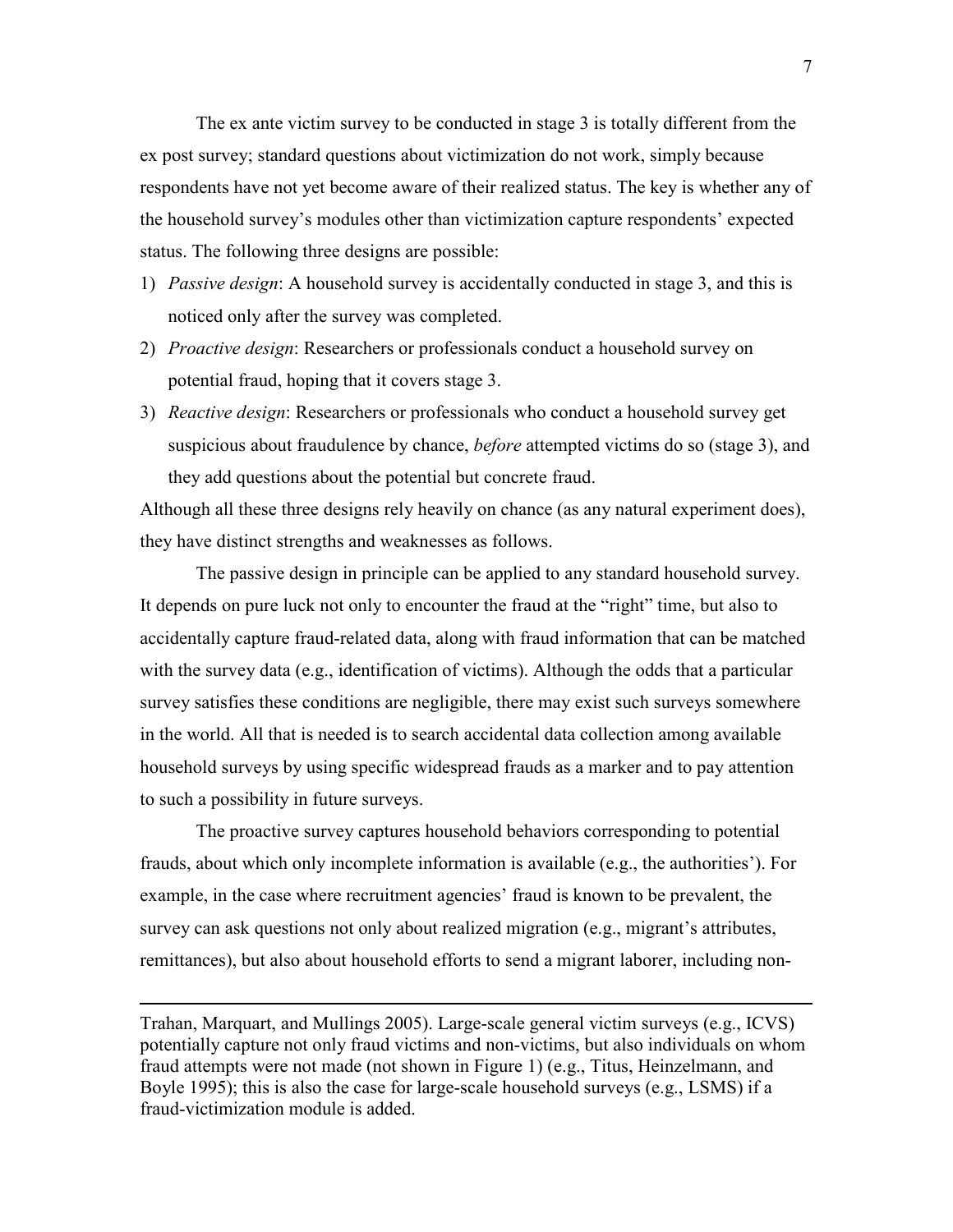The ex ante victim survey to be conducted in stage 3 is totally different from the ex post survey; standard questions about victimization do not work, simply because respondents have not yet become aware of their realized status. The key is whether any of the household survey's modules other than victimization capture respondents' expected status. The following three designs are possible:

1) *Passive design*: A household survey is accidentally conducted in stage 3, and this is noticed only after the survey was completed.
2) *Proactive design*: Researchers or professionals conduct a household survey on potential fraud, hoping that it covers stage 3.
3) *Reactive design*: Researchers or professionals who conduct a household survey get suspicious about fraudulence by chance, *before* attempted victims do so (stage 3), and they add questions about the potential but concrete fraud.

Although all these three designs rely heavily on chance (as any natural experiment does), they have distinct strengths and weaknesses as follows.

The passive design in principle can be applied to any standard household survey. It depends on pure luck not only to encounter the fraud at the "right" time, but also to accidentally capture fraud-related data, along with fraud information that can be matched with the survey data (e.g., identification of victims). Although the odds that a particular survey satisfies these conditions are negligible, there may exist such surveys somewhere in the world. All that is needed is to search accidental data collection among available household surveys by using specific widespread frauds as a marker and to pay attention to such a possibility in future surveys.

The proactive survey captures household behaviors corresponding to potential frauds, about which only incomplete information is available (e.g., the authorities'). For example, in the case where recruitment agencies' fraud is known to be prevalent, the survey can ask questions not only about realized migration (e.g., migrant's attributes, remittances), but also about household efforts to send a migrant laborer, including non-

---

Trahan, Marquart, and Mullings 2005). Large-scale general victim surveys (e.g., ICVS) potentially capture not only fraud victims and non-victims, but also individuals on whom fraud attempts were not made (not shown in Figure 1) (e.g., Titus, Heinzelmann, and Boyle 1995); this is also the case for large-scale household surveys (e.g., LSMS) if a fraud-victimization module is added.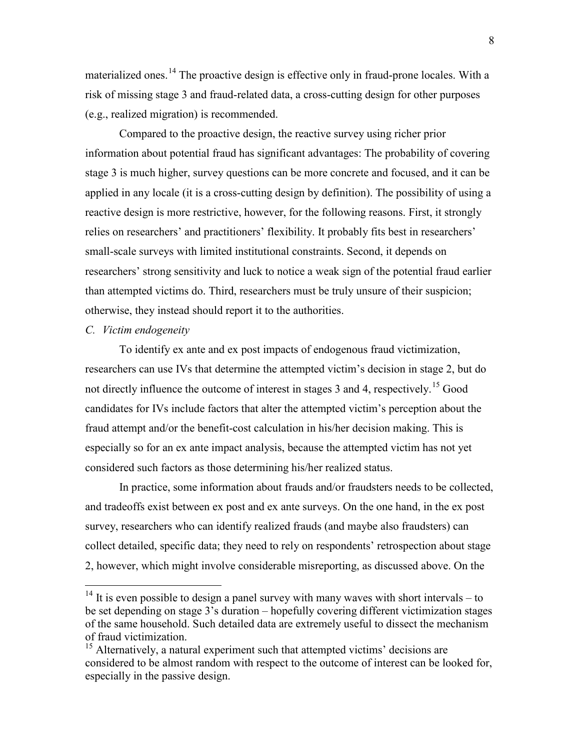materialized ones.[14] The proactive design is effective only in fraud-prone locales. With a risk of missing stage 3 and fraud-related data, a cross-cutting design for other purposes (e.g., realized migration) is recommended.

Compared to the proactive design, the reactive survey using richer prior information about potential fraud has significant advantages: The probability of covering stage 3 is much higher, survey questions can be more concrete and focused, and it can be applied in any locale (it is a cross-cutting design by definition). The possibility of using a reactive design is more restrictive, however, for the following reasons. First, it strongly relies on researchers' and practitioners' flexibility. It probably fits best in researchers' small-scale surveys with limited institutional constraints. Second, it depends on researchers' strong sensitivity and luck to notice a weak sign of the potential fraud earlier than attempted victims do. Third, researchers must be truly unsure of their suspicion; otherwise, they instead should report it to the authorities.

*C. Victim endogeneity*

To identify ex ante and ex post impacts of endogenous fraud victimization, researchers can use IVs that determine the attempted victim's decision in stage 2, but do not directly influence the outcome of interest in stages 3 and 4, respectively.[15] Good candidates for IVs include factors that alter the attempted victim's perception about the fraud attempt and/or the benefit-cost calculation in his/her decision making. This is especially so for an ex ante impact analysis, because the attempted victim has not yet considered such factors as those determining his/her realized status.

In practice, some information about frauds and/or fraudsters needs to be collected, and tradeoffs exist between ex post and ex ante surveys. On the one hand, in the ex post survey, researchers who can identify realized frauds (and maybe also fraudsters) can collect detailed, specific data; they need to rely on respondents' retrospection about stage 2, however, which might involve considerable misreporting, as discussed above. On the

[14] It is even possible to design a panel survey with many waves with short intervals – to be set depending on stage 3's duration – hopefully covering different victimization stages of the same household. Such detailed data are extremely useful to dissect the mechanism of fraud victimization.

[15] Alternatively, a natural experiment such that attempted victims' decisions are considered to be almost random with respect to the outcome of interest can be looked for, especially in the passive design.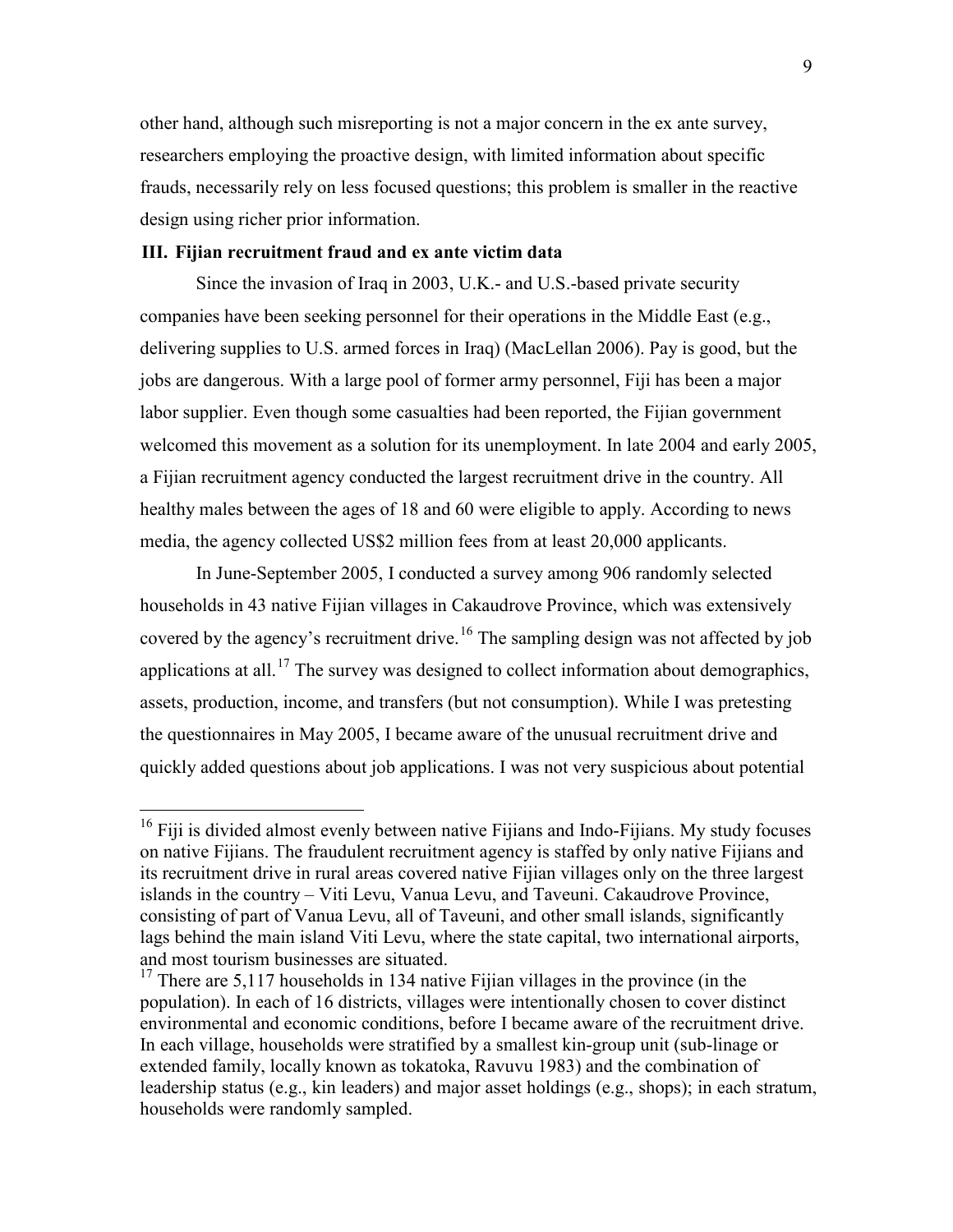other hand, although such misreporting is not a major concern in the ex ante survey, researchers employing the proactive design, with limited information about specific frauds, necessarily rely on less focused questions; this problem is smaller in the reactive design using richer prior information.

## III. Fijian recruitment fraud and ex ante victim data

Since the invasion of Iraq in 2003, U.K.- and U.S.-based private security companies have been seeking personnel for their operations in the Middle East (e.g., delivering supplies to U.S. armed forces in Iraq) (MacLellan 2006). Pay is good, but the jobs are dangerous. With a large pool of former army personnel, Fiji has been a major labor supplier. Even though some casualties had been reported, the Fijian government welcomed this movement as a solution for its unemployment. In late 2004 and early 2005, a Fijian recruitment agency conducted the largest recruitment drive in the country. All healthy males between the ages of 18 and 60 were eligible to apply. According to news media, the agency collected US$2 million fees from at least 20,000 applicants.

In June-September 2005, I conducted a survey among 906 randomly selected households in 43 native Fijian villages in Cakaudrove Province, which was extensively covered by the agency's recruitment drive.[16] The sampling design was not affected by job applications at all.[17] The survey was designed to collect information about demographics, assets, production, income, and transfers (but not consumption). While I was pretesting the questionnaires in May 2005, I became aware of the unusual recruitment drive and quickly added questions about job applications. I was not very suspicious about potential

---

[16] Fiji is divided almost evenly between native Fijians and Indo-Fijians. My study focuses on native Fijians. The fraudulent recruitment agency is staffed by only native Fijians and its recruitment drive in rural areas covered native Fijian villages only on the three largest islands in the country – Viti Levu, Vanua Levu, and Taveuni. Cakaudrove Province, consisting of part of Vanua Levu, all of Taveuni, and other small islands, significantly lags behind the main island Viti Levu, where the state capital, two international airports, and most tourism businesses are situated.

[17] There are 5,117 households in 134 native Fijian villages in the province (in the population). In each of 16 districts, villages were intentionally chosen to cover distinct environmental and economic conditions, before I became aware of the recruitment drive. In each village, households were stratified by a smallest kin-group unit (sub-linage or extended family, locally known as tokatoka, Ravuvu 1983) and the combination of leadership status (e.g., kin leaders) and major asset holdings (e.g., shops); in each stratum, households were randomly sampled.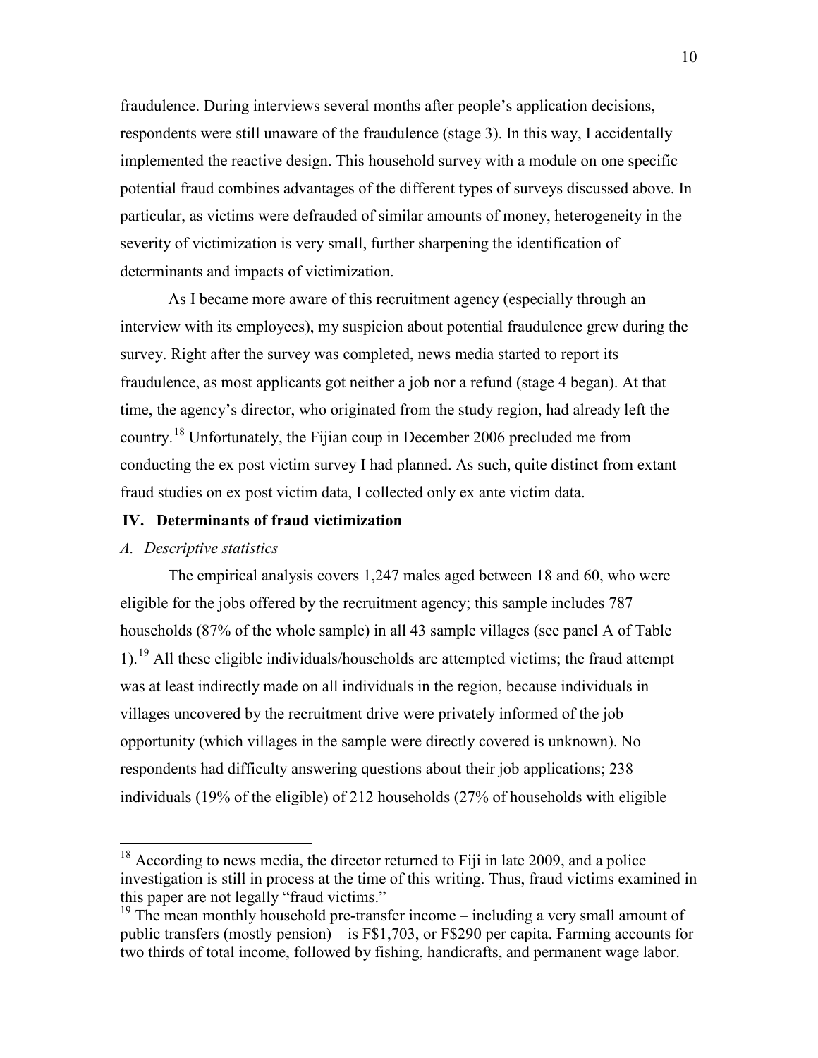fraudulence. During interviews several months after people's application decisions, respondents were still unaware of the fraudulence (stage 3). In this way, I accidentally implemented the reactive design. This household survey with a module on one specific potential fraud combines advantages of the different types of surveys discussed above. In particular, as victims were defrauded of similar amounts of money, heterogeneity in the severity of victimization is very small, further sharpening the identification of determinants and impacts of victimization.

As I became more aware of this recruitment agency (especially through an interview with its employees), my suspicion about potential fraudulence grew during the survey. Right after the survey was completed, news media started to report its fraudulence, as most applicants got neither a job nor a refund (stage 4 began). At that time, the agency's director, who originated from the study region, had already left the country.[18] Unfortunately, the Fijian coup in December 2006 precluded me from conducting the ex post victim survey I had planned. As such, quite distinct from extant fraud studies on ex post victim data, I collected only ex ante victim data.

## IV. Determinants of fraud victimization

### *A. Descriptive statistics*

The empirical analysis covers 1,247 males aged between 18 and 60, who were eligible for the jobs offered by the recruitment agency; this sample includes 787 households (87% of the whole sample) in all 43 sample villages (see panel A of Table 1).[19] All these eligible individuals/households are attempted victims; the fraud attempt was at least indirectly made on all individuals in the region, because individuals in villages uncovered by the recruitment drive were privately informed of the job opportunity (which villages in the sample were directly covered is unknown). No respondents had difficulty answering questions about their job applications; 238 individuals (19% of the eligible) of 212 households (27% of households with eligible

[18] According to news media, the director returned to Fiji in late 2009, and a police investigation is still in process at the time of this writing. Thus, fraud victims examined in this paper are not legally "fraud victims."

[19] The mean monthly household pre-transfer income – including a very small amount of public transfers (mostly pension) – is F$1,703, or F$290 per capita. Farming accounts for two thirds of total income, followed by fishing, handicrafts, and permanent wage labor.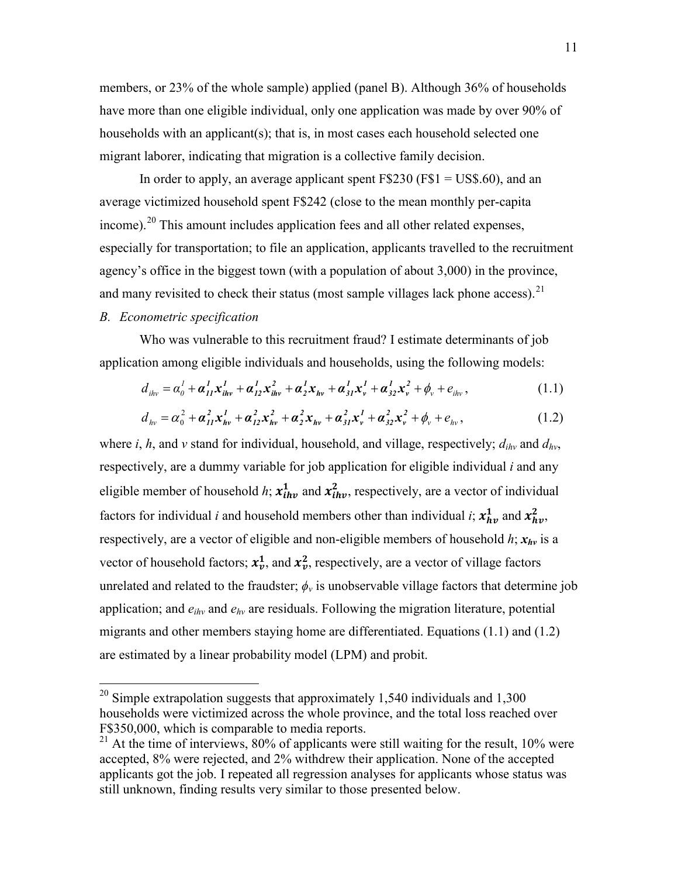members, or 23% of the whole sample) applied (panel B). Although 36% of households have more than one eligible individual, only one application was made by over 90% of households with an applicant(s); that is, in most cases each household selected one migrant laborer, indicating that migration is a collective family decision.

In order to apply, an average applicant spent F$230 (F$1 = US$.60), and an average victimized household spent F$242 (close to the mean monthly per-capita income).[20] This amount includes application fees and all other related expenses, especially for transportation; to file an application, applicants travelled to the recruitment agency's office in the biggest town (with a population of about 3,000) in the province, and many revisited to check their status (most sample villages lack phone access).[21]

*B. Econometric specification*

Who was vulnerable to this recruitment fraud? I estimate determinants of job application among eligible individuals and households, using the following models:

$$d_{ihv} = \alpha_0^1 + \boldsymbol{\alpha}_{11}^1 \boldsymbol{x}_{ihv}^1 + \boldsymbol{\alpha}_{12}^1 \boldsymbol{x}_{ihv}^2 + \boldsymbol{\alpha}_2^1 \boldsymbol{x}_{hv} + \boldsymbol{\alpha}_{31}^1 \boldsymbol{x}_v^1 + \boldsymbol{\alpha}_{32}^1 \boldsymbol{x}_v^2 + \phi_v + e_{ihv}, \quad (1.1)$$

$$d_{hv} = \alpha_0^2 + \boldsymbol{\alpha}_{11}^2 \boldsymbol{x}_{hv}^1 + \boldsymbol{\alpha}_{12}^2 \boldsymbol{x}_{hv}^2 + \boldsymbol{\alpha}_2^2 \boldsymbol{x}_{hv} + \boldsymbol{\alpha}_{31}^2 \boldsymbol{x}_v^1 + \boldsymbol{\alpha}_{32}^2 \boldsymbol{x}_v^2 + \phi_v + e_{hv}, \quad (1.2)$$

where *i*, *h*, and *v* stand for individual, household, and village, respectively; $d_{ihv}$ and $d_{hv}$, respectively, are a dummy variable for job application for eligible individual *i* and any eligible member of household *h*; $\boldsymbol{x}_{ihv}^1$ and $\boldsymbol{x}_{ihv}^2$, respectively, are a vector of individual factors for individual *i* and household members other than individual *i*; $\boldsymbol{x}_{hv}^1$ and $\boldsymbol{x}_{hv}^2$, respectively, are a vector of eligible and non-eligible members of household *h*; $\boldsymbol{x}_{hv}$ is a vector of household factors; $\boldsymbol{x}_v^1$, and $\boldsymbol{x}_v^2$, respectively, are a vector of village factors unrelated and related to the fraudster; $\phi_v$ is unobservable village factors that determine job application; and $e_{ihv}$ and $e_{hv}$ are residuals. Following the migration literature, potential migrants and other members staying home are differentiated. Equations (1.1) and (1.2) are estimated by a linear probability model (LPM) and probit.

[20] Simple extrapolation suggests that approximately 1,540 individuals and 1,300 households were victimized across the whole province, and the total loss reached over F$350,000, which is comparable to media reports.

[21] At the time of interviews, 80% of applicants were still waiting for the result, 10% were accepted, 8% were rejected, and 2% withdrew their application. None of the accepted applicants got the job. I repeated all regression analyses for applicants whose status was still unknown, finding results very similar to those presented below.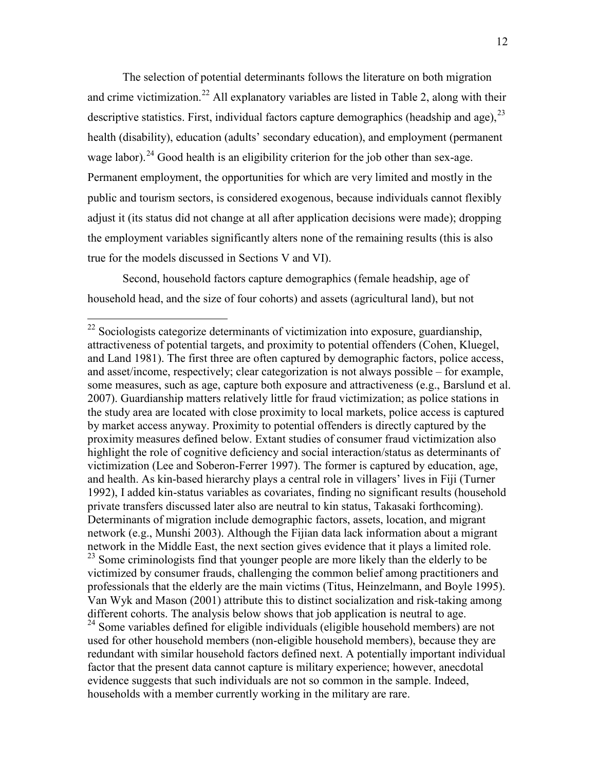The selection of potential determinants follows the literature on both migration and crime victimization.[22] All explanatory variables are listed in Table 2, along with their descriptive statistics. First, individual factors capture demographics (headship and age),[23] health (disability), education (adults' secondary education), and employment (permanent wage labor).[24] Good health is an eligibility criterion for the job other than sex-age. Permanent employment, the opportunities for which are very limited and mostly in the public and tourism sectors, is considered exogenous, because individuals cannot flexibly adjust it (its status did not change at all after application decisions were made); dropping the employment variables significantly alters none of the remaining results (this is also true for the models discussed in Sections V and VI).

Second, household factors capture demographics (female headship, age of household head, and the size of four cohorts) and assets (agricultural land), but not

---

[22] Sociologists categorize determinants of victimization into exposure, guardianship, attractiveness of potential targets, and proximity to potential offenders (Cohen, Kluegel, and Land 1981). The first three are often captured by demographic factors, police access, and asset/income, respectively; clear categorization is not always possible – for example, some measures, such as age, capture both exposure and attractiveness (e.g., Barslund et al. 2007). Guardianship matters relatively little for fraud victimization; as police stations in the study area are located with close proximity to local markets, police access is captured by market access anyway. Proximity to potential offenders is directly captured by the proximity measures defined below. Extant studies of consumer fraud victimization also highlight the role of cognitive deficiency and social interaction/status as determinants of victimization (Lee and Soberon-Ferrer 1997). The former is captured by education, age, and health. As kin-based hierarchy plays a central role in villagers' lives in Fiji (Turner 1992), I added kin-status variables as covariates, finding no significant results (household private transfers discussed later also are neutral to kin status, Takasaki forthcoming). Determinants of migration include demographic factors, assets, location, and migrant network (e.g., Munshi 2003). Although the Fijian data lack information about a migrant network in the Middle East, the next section gives evidence that it plays a limited role.

[23] Some criminologists find that younger people are more likely than the elderly to be victimized by consumer frauds, challenging the common belief among practitioners and professionals that the elderly are the main victims (Titus, Heinzelmann, and Boyle 1995). Van Wyk and Mason (2001) attribute this to distinct socialization and risk-taking among different cohorts. The analysis below shows that job application is neutral to age.

[24] Some variables defined for eligible individuals (eligible household members) are not used for other household members (non-eligible household members), because they are redundant with similar household factors defined next. A potentially important individual factor that the present data cannot capture is military experience; however, anecdotal evidence suggests that such individuals are not so common in the sample. Indeed, households with a member currently working in the military are rare.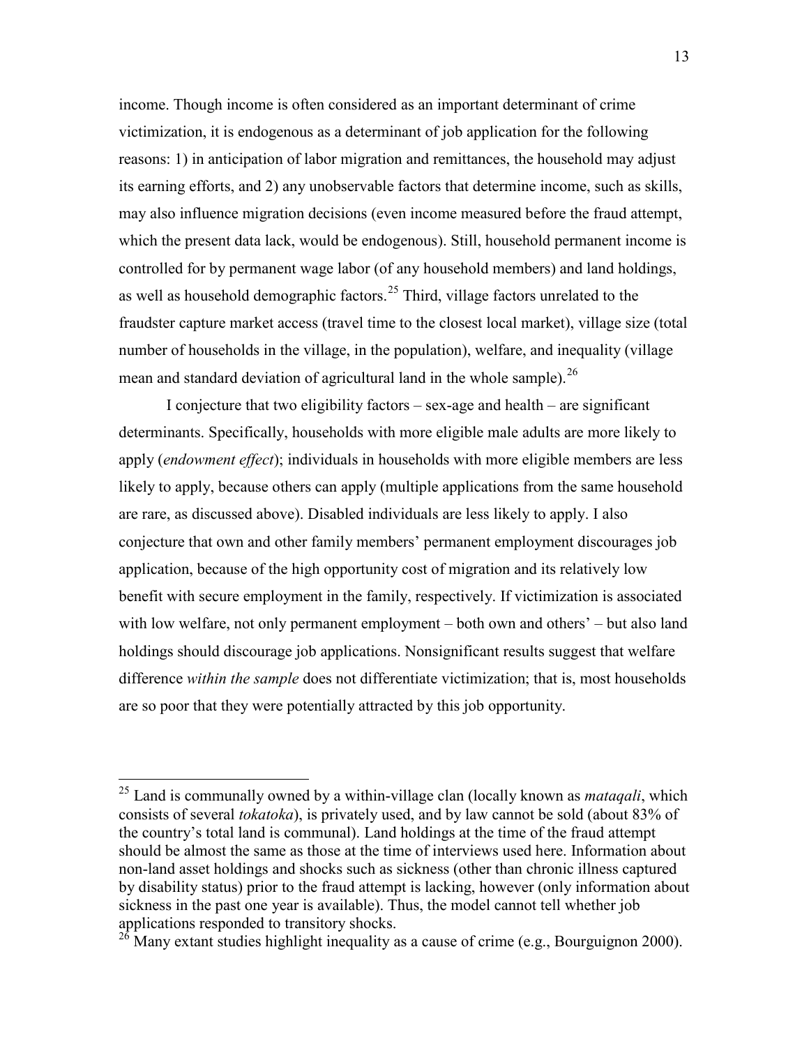income. Though income is often considered as an important determinant of crime victimization, it is endogenous as a determinant of job application for the following reasons: 1) in anticipation of labor migration and remittances, the household may adjust its earning efforts, and 2) any unobservable factors that determine income, such as skills, may also influence migration decisions (even income measured before the fraud attempt, which the present data lack, would be endogenous). Still, household permanent income is controlled for by permanent wage labor (of any household members) and land holdings, as well as household demographic factors.[25] Third, village factors unrelated to the fraudster capture market access (travel time to the closest local market), village size (total number of households in the village, in the population), welfare, and inequality (village mean and standard deviation of agricultural land in the whole sample).[26]

I conjecture that two eligibility factors – sex-age and health – are significant determinants. Specifically, households with more eligible male adults are more likely to apply (*endowment effect*); individuals in households with more eligible members are less likely to apply, because others can apply (multiple applications from the same household are rare, as discussed above). Disabled individuals are less likely to apply. I also conjecture that own and other family members' permanent employment discourages job application, because of the high opportunity cost of migration and its relatively low benefit with secure employment in the family, respectively. If victimization is associated with low welfare, not only permanent employment – both own and others' – but also land holdings should discourage job applications. Nonsignificant results suggest that welfare difference *within the sample* does not differentiate victimization; that is, most households are so poor that they were potentially attracted by this job opportunity.

---

[25] Land is communally owned by a within-village clan (locally known as *mataqali*, which consists of several *tokatoka*), is privately used, and by law cannot be sold (about 83% of the country's total land is communal). Land holdings at the time of the fraud attempt should be almost the same as those at the time of interviews used here. Information about non-land asset holdings and shocks such as sickness (other than chronic illness captured by disability status) prior to the fraud attempt is lacking, however (only information about sickness in the past one year is available). Thus, the model cannot tell whether job applications responded to transitory shocks.

[26] Many extant studies highlight inequality as a cause of crime (e.g., Bourguignon 2000).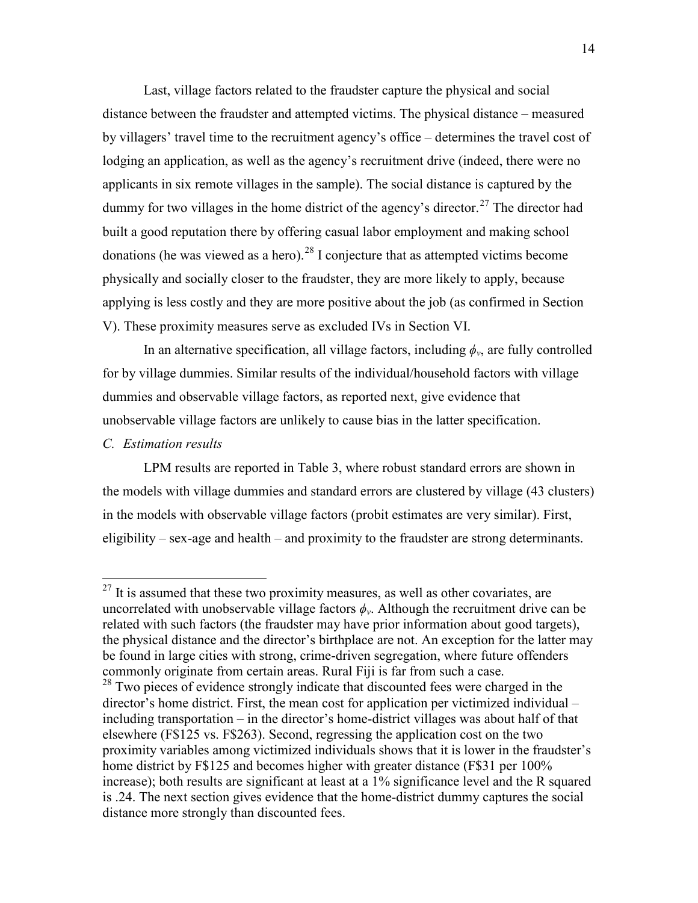Last, village factors related to the fraudster capture the physical and social distance between the fraudster and attempted victims. The physical distance – measured by villagers' travel time to the recruitment agency's office – determines the travel cost of lodging an application, as well as the agency's recruitment drive (indeed, there were no applicants in six remote villages in the sample). The social distance is captured by the dummy for two villages in the home district of the agency's director.[27] The director had built a good reputation there by offering casual labor employment and making school donations (he was viewed as a hero).[28] I conjecture that as attempted victims become physically and socially closer to the fraudster, they are more likely to apply, because applying is less costly and they are more positive about the job (as confirmed in Section V). These proximity measures serve as excluded IVs in Section VI.

In an alternative specification, all village factors, including $\phi_v$, are fully controlled for by village dummies. Similar results of the individual/household factors with village dummies and observable village factors, as reported next, give evidence that unobservable village factors are unlikely to cause bias in the latter specification.

### *C. Estimation results*

LPM results are reported in Table 3, where robust standard errors are shown in the models with village dummies and standard errors are clustered by village (43 clusters) in the models with observable village factors (probit estimates are very similar). First, eligibility – sex-age and health – and proximity to the fraudster are strong determinants.

---

[27] It is assumed that these two proximity measures, as well as other covariates, are uncorrelated with unobservable village factors $\phi_v$. Although the recruitment drive can be related with such factors (the fraudster may have prior information about good targets), the physical distance and the director's birthplace are not. An exception for the latter may be found in large cities with strong, crime-driven segregation, where future offenders commonly originate from certain areas. Rural Fiji is far from such a case.

[28] Two pieces of evidence strongly indicate that discounted fees were charged in the director's home district. First, the mean cost for application per victimized individual – including transportation – in the director's home-district villages was about half of that elsewhere (F$125 vs. F$263). Second, regressing the application cost on the two proximity variables among victimized individuals shows that it is lower in the fraudster's home district by F$125 and becomes higher with greater distance (F$31 per 100% increase); both results are significant at least at a 1% significance level and the R squared is .24. The next section gives evidence that the home-district dummy captures the social distance more strongly than discounted fees.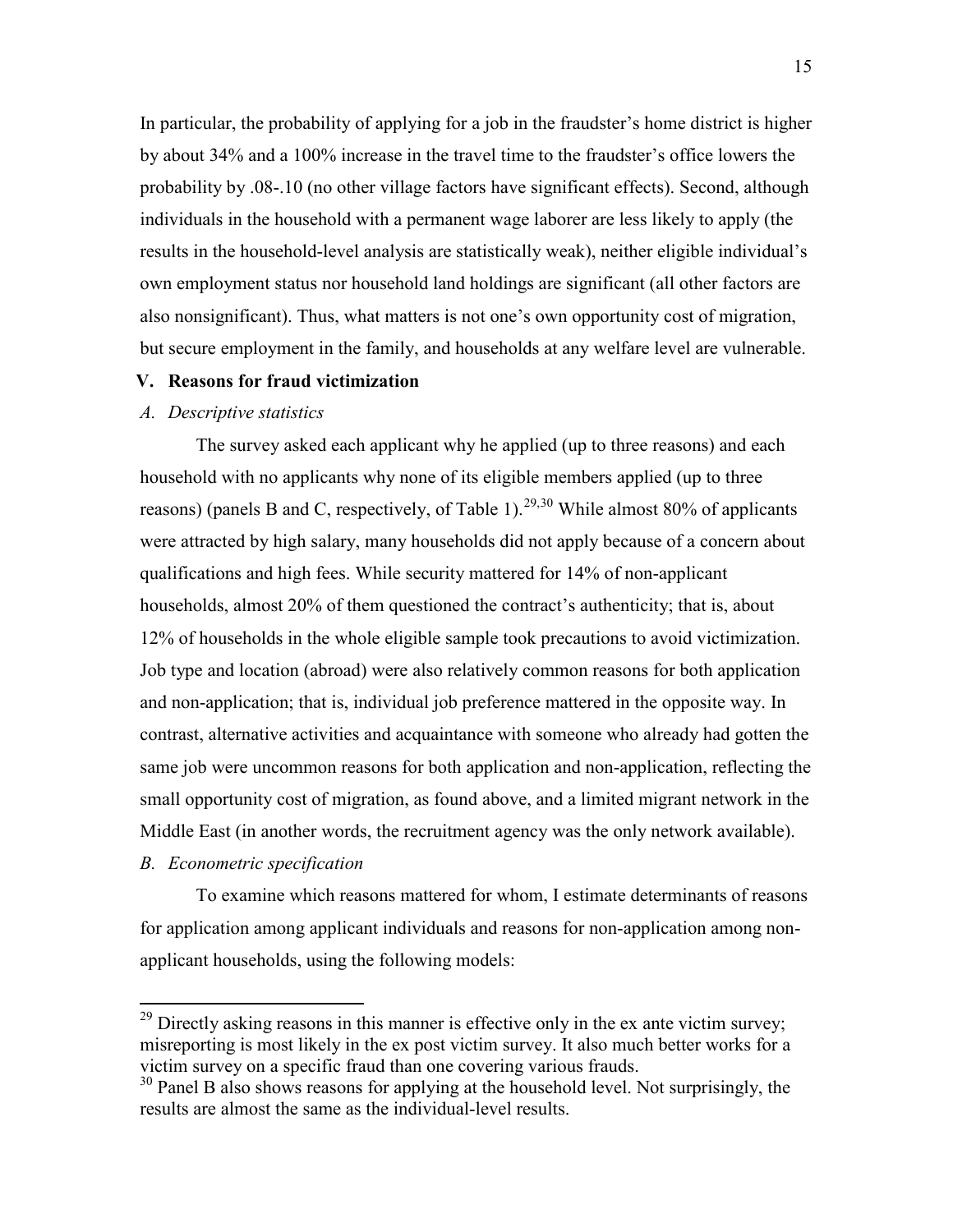In particular, the probability of applying for a job in the fraudster's home district is higher by about 34% and a 100% increase in the travel time to the fraudster's office lowers the probability by .08-.10 (no other village factors have significant effects). Second, although individuals in the household with a permanent wage laborer are less likely to apply (the results in the household-level analysis are statistically weak), neither eligible individual's own employment status nor household land holdings are significant (all other factors are also nonsignificant). Thus, what matters is not one's own opportunity cost of migration, but secure employment in the family, and households at any welfare level are vulnerable.

## V. Reasons for fraud victimization

### *A. Descriptive statistics*

The survey asked each applicant why he applied (up to three reasons) and each household with no applicants why none of its eligible members applied (up to three reasons) (panels B and C, respectively, of Table 1).[29,30] While almost 80% of applicants were attracted by high salary, many households did not apply because of a concern about qualifications and high fees. While security mattered for 14% of non-applicant households, almost 20% of them questioned the contract's authenticity; that is, about 12% of households in the whole eligible sample took precautions to avoid victimization. Job type and location (abroad) were also relatively common reasons for both application and non-application; that is, individual job preference mattered in the opposite way. In contrast, alternative activities and acquaintance with someone who already had gotten the same job were uncommon reasons for both application and non-application, reflecting the small opportunity cost of migration, as found above, and a limited migrant network in the Middle East (in another words, the recruitment agency was the only network available).

### *B. Econometric specification*

To examine which reasons mattered for whom, I estimate determinants of reasons for application among applicant individuals and reasons for non-application among non-applicant households, using the following models:

---

[29] Directly asking reasons in this manner is effective only in the ex ante victim survey; misreporting is most likely in the ex post victim survey. It also much better works for a victim survey on a specific fraud than one covering various frauds.

[30] Panel B also shows reasons for applying at the household level. Not surprisingly, the results are almost the same as the individual-level results.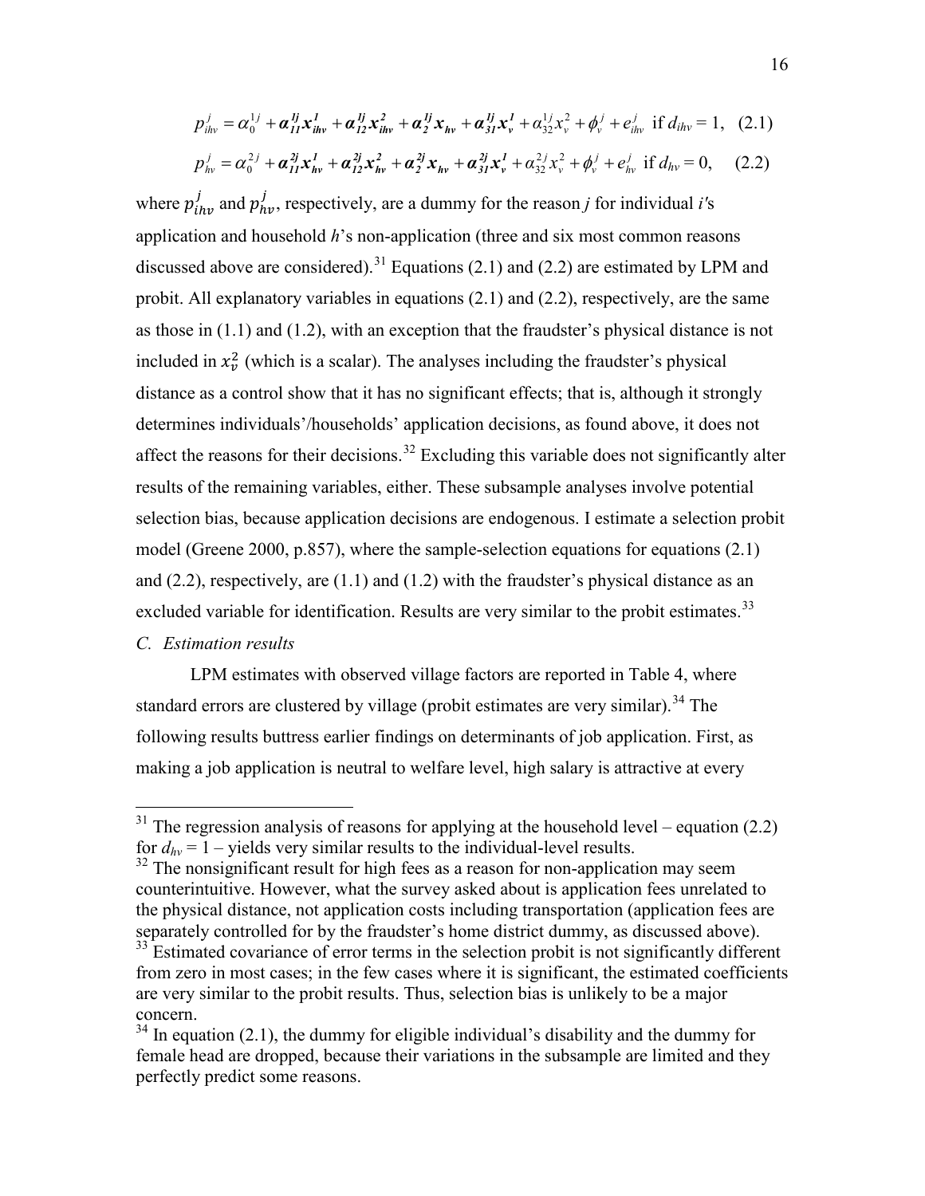$$p^j_{ihv} = \alpha^{1j}_0 + \boldsymbol{\alpha}^{1j}_{11}\boldsymbol{x}^1_{ihv} + \boldsymbol{\alpha}^{1j}_{12}\boldsymbol{x}^2_{ihv} + \boldsymbol{\alpha}^{1j}_{2}\boldsymbol{x}_{hv} + \boldsymbol{\alpha}^{1j}_{31}\boldsymbol{x}^1_{v} + \alpha^{1j}_{32}x^2_v + \phi^j_v + e^j_{ihv} \text{ if } d_{ihv} = 1, \quad (2.1)$$

$$p^j_{hv} = \alpha^{2j}_0 + \boldsymbol{\alpha}^{2j}_{11}\boldsymbol{x}^1_{hv} + \boldsymbol{\alpha}^{2j}_{12}\boldsymbol{x}^2_{hv} + \boldsymbol{\alpha}^{2j}_{2}\boldsymbol{x}_{hv} + \boldsymbol{\alpha}^{2j}_{31}\boldsymbol{x}^1_{v} + \alpha^{2j}_{32}x^2_v + \phi^j_v + e^j_{hv} \text{ if } d_{hv} = 0, \quad (2.2)$$

where $p^j_{ihv}$ and $p^j_{hv}$, respectively, are a dummy for the reason $j$ for individual $i$'s application and household $h$'s non-application (three and six most common reasons discussed above are considered).[31] Equations (2.1) and (2.2) are estimated by LPM and probit. All explanatory variables in equations (2.1) and (2.2), respectively, are the same as those in (1.1) and (1.2), with an exception that the fraudster's physical distance is not included in $x^2_v$ (which is a scalar). The analyses including the fraudster's physical distance as a control show that it has no significant effects; that is, although it strongly determines individuals'/households' application decisions, as found above, it does not affect the reasons for their decisions.[32] Excluding this variable does not significantly alter results of the remaining variables, either. These subsample analyses involve potential selection bias, because application decisions are endogenous. I estimate a selection probit model (Greene 2000, p.857), where the sample-selection equations for equations (2.1) and (2.2), respectively, are (1.1) and (1.2) with the fraudster's physical distance as an excluded variable for identification. Results are very similar to the probit estimates.[33]

### *C. Estimation results*

LPM estimates with observed village factors are reported in Table 4, where standard errors are clustered by village (probit estimates are very similar).[34] The following results buttress earlier findings on determinants of job application. First, as making a job application is neutral to welfare level, high salary is attractive at every

---

[31] The regression analysis of reasons for applying at the household level – equation (2.2) for $d_{hv} = 1$ – yields very similar results to the individual-level results.

[32] The nonsignificant result for high fees as a reason for non-application may seem counterintuitive. However, what the survey asked about is application fees unrelated to the physical distance, not application costs including transportation (application fees are separately controlled for by the fraudster's home district dummy, as discussed above).

[33] Estimated covariance of error terms in the selection probit is not significantly different from zero in most cases; in the few cases where it is significant, the estimated coefficients are very similar to the probit results. Thus, selection bias is unlikely to be a major concern.

[34] In equation (2.1), the dummy for eligible individual's disability and the dummy for female head are dropped, because their variations in the subsample are limited and they perfectly predict some reasons.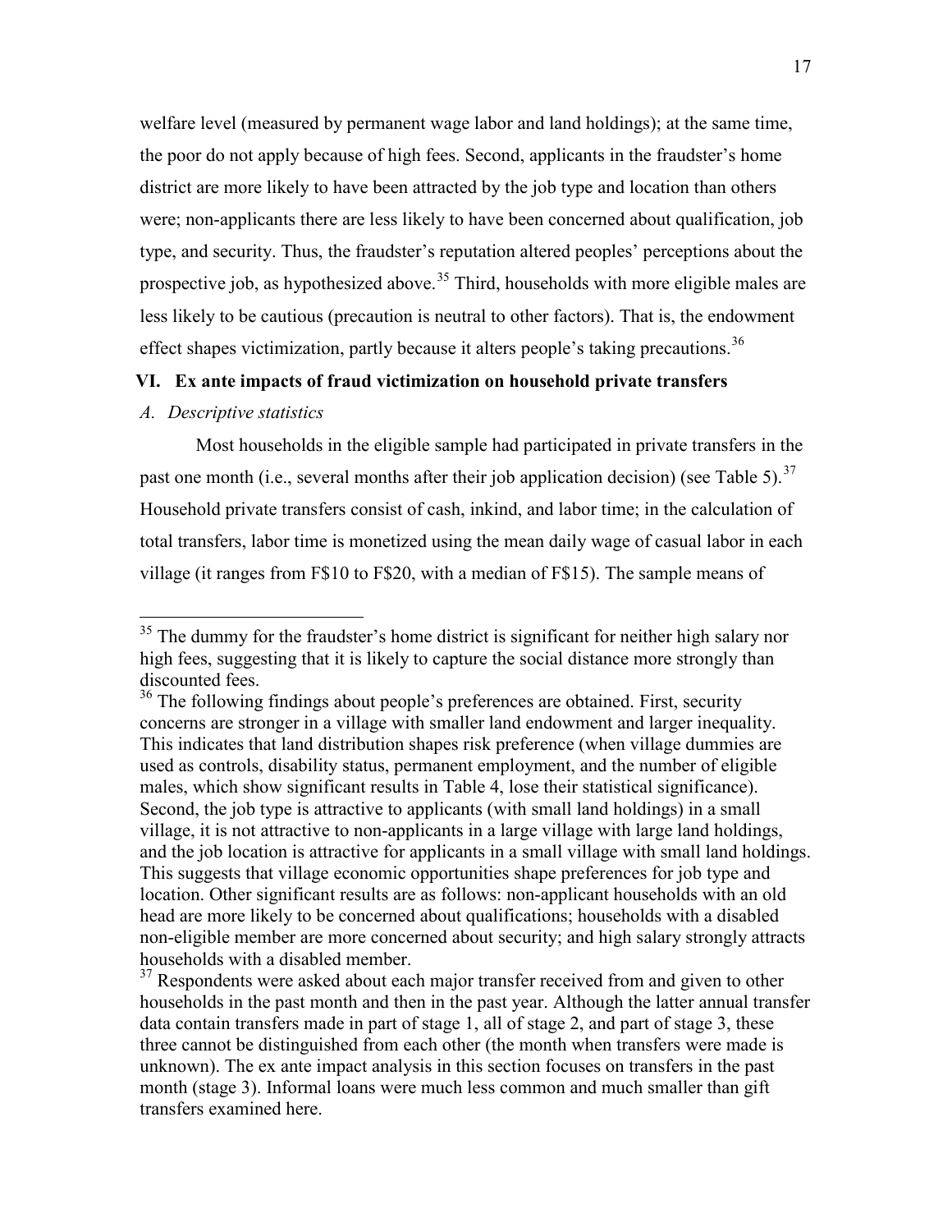welfare level (measured by permanent wage labor and land holdings); at the same time, the poor do not apply because of high fees. Second, applicants in the fraudster's home district are more likely to have been attracted by the job type and location than others were; non-applicants there are less likely to have been concerned about qualification, job type, and security. Thus, the fraudster's reputation altered peoples' perceptions about the prospective job, as hypothesized above.[35] Third, households with more eligible males are less likely to be cautious (precaution is neutral to other factors). That is, the endowment effect shapes victimization, partly because it alters people's taking precautions.[36]

## VI. Ex ante impacts of fraud victimization on household private transfers

### *A. Descriptive statistics*

Most households in the eligible sample had participated in private transfers in the past one month (i.e., several months after their job application decision) (see Table 5).[37] Household private transfers consist of cash, inkind, and labor time; in the calculation of total transfers, labor time is monetized using the mean daily wage of casual labor in each village (it ranges from F$10 to F$20, with a median of F$15). The sample means of

---

[35] The dummy for the fraudster's home district is significant for neither high salary nor high fees, suggesting that it is likely to capture the social distance more strongly than discounted fees.

[36] The following findings about people's preferences are obtained. First, security concerns are stronger in a village with smaller land endowment and larger inequality. This indicates that land distribution shapes risk preference (when village dummies are used as controls, disability status, permanent employment, and the number of eligible males, which show significant results in Table 4, lose their statistical significance). Second, the job type is attractive to applicants (with small land holdings) in a small village, it is not attractive to non-applicants in a large village with large land holdings, and the job location is attractive for applicants in a small village with small land holdings. This suggests that village economic opportunities shape preferences for job type and location. Other significant results are as follows: non-applicant households with an old head are more likely to be concerned about qualifications; households with a disabled non-eligible member are more concerned about security; and high salary strongly attracts households with a disabled member.

[37] Respondents were asked about each major transfer received from and given to other households in the past month and then in the past year. Although the latter annual transfer data contain transfers made in part of stage 1, all of stage 2, and part of stage 3, these three cannot be distinguished from each other (the month when transfers were made is unknown). The ex ante impact analysis in this section focuses on transfers in the past month (stage 3). Informal loans were much less common and much smaller than gift transfers examined here.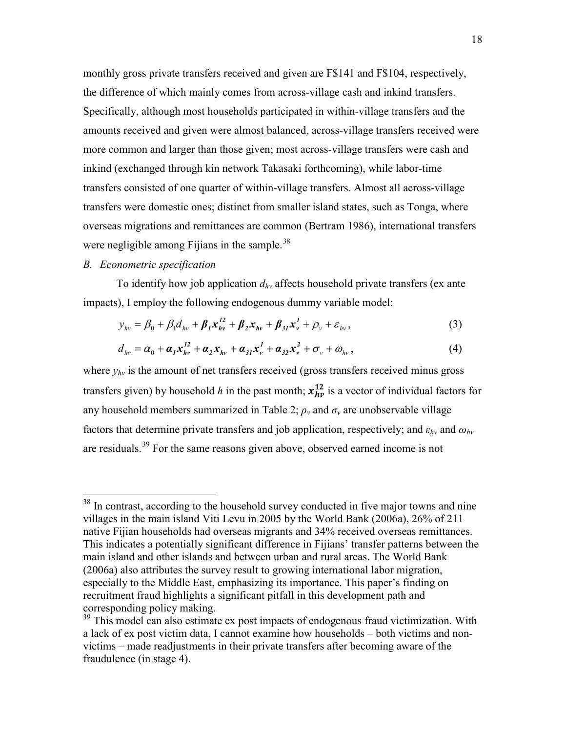monthly gross private transfers received and given are F$141 and F$104, respectively, the difference of which mainly comes from across-village cash and inkind transfers. Specifically, although most households participated in within-village transfers and the amounts received and given were almost balanced, across-village transfers received were more common and larger than those given; most across-village transfers were cash and inkind (exchanged through kin network Takasaki forthcoming), while labor-time transfers consisted of one quarter of within-village transfers. Almost all across-village transfers were domestic ones; distinct from smaller island states, such as Tonga, where overseas migrations and remittances are common (Bertram 1986), international transfers were negligible among Fijians in the sample.[38]

*B. Econometric specification*

To identify how job application $d_{hv}$ affects household private transfers (ex ante impacts), I employ the following endogenous dummy variable model:

$$y_{hv} = \beta_0 + \beta_1 d_{hv} + \boldsymbol{\beta_1} \boldsymbol{x_{hv}^{12}} + \boldsymbol{\beta_2} \boldsymbol{x_{hv}} + \boldsymbol{\beta_{31}} \boldsymbol{x_v^1} + \rho_v + \varepsilon_{hv}, \tag{3}$$

$$d_{hv} = \alpha_0 + \boldsymbol{\alpha_1} \boldsymbol{x_{hv}^{12}} + \boldsymbol{\alpha_2} \boldsymbol{x_{hv}} + \boldsymbol{\alpha_{31}} \boldsymbol{x_v^1} + \boldsymbol{\alpha_{32}} \boldsymbol{x_v^2} + \sigma_v + \omega_{hv}, \tag{4}$$

where $y_{hv}$ is the amount of net transfers received (gross transfers received minus gross transfers given) by household $h$ in the past month; $\boldsymbol{x_{hv}^{12}}$ is a vector of individual factors for any household members summarized in Table 2; $\rho_v$ and $\sigma_v$ are unobservable village factors that determine private transfers and job application, respectively; and $\varepsilon_{hv}$ and $\omega_{hv}$ are residuals.[39] For the same reasons given above, observed earned income is not

---

[38] In contrast, according to the household survey conducted in five major towns and nine villages in the main island Viti Levu in 2005 by the World Bank (2006a), 26% of 211 native Fijian households had overseas migrants and 34% received overseas remittances. This indicates a potentially significant difference in Fijians' transfer patterns between the main island and other islands and between urban and rural areas. The World Bank (2006a) also attributes the survey result to growing international labor migration, especially to the Middle East, emphasizing its importance. This paper's finding on recruitment fraud highlights a significant pitfall in this development path and corresponding policy making.

[39] This model can also estimate ex post impacts of endogenous fraud victimization. With a lack of ex post victim data, I cannot examine how households – both victims and non-victims – made readjustments in their private transfers after becoming aware of the fraudulence (in stage 4).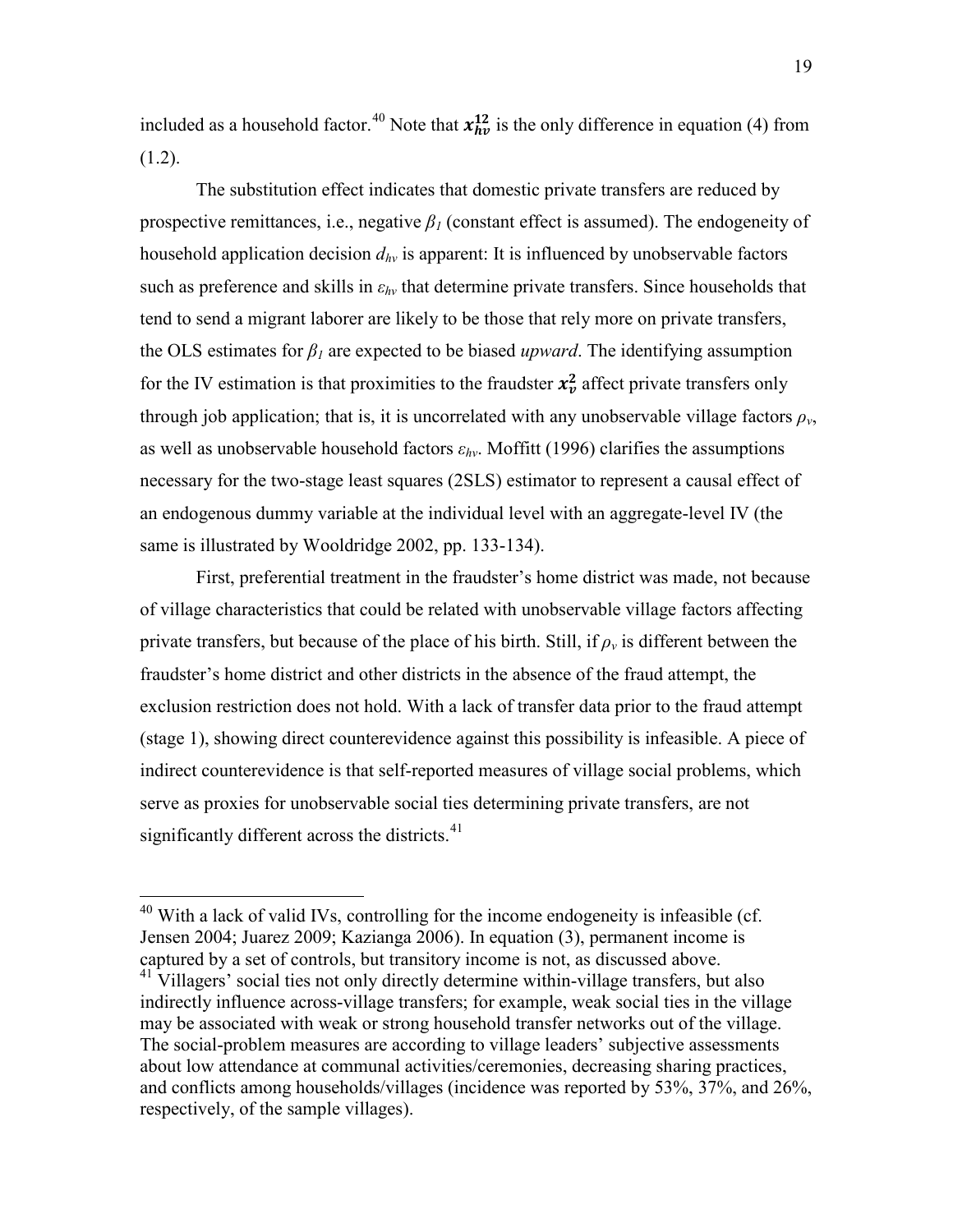included as a household factor.[40] Note that $\boldsymbol{x}_{hv}^{\boldsymbol{12}}$ is the only difference in equation (4) from (1.2).

The substitution effect indicates that domestic private transfers are reduced by prospective remittances, i.e., negative $\beta_1$ (constant effect is assumed). The endogeneity of household application decision $d_{hv}$ is apparent: It is influenced by unobservable factors such as preference and skills in $\varepsilon_{hv}$ that determine private transfers. Since households that tend to send a migrant laborer are likely to be those that rely more on private transfers, the OLS estimates for $\beta_1$ are expected to be biased *upward*. The identifying assumption for the IV estimation is that proximities to the fraudster $\boldsymbol{x}_{v}^{\boldsymbol{2}}$ affect private transfers only through job application; that is, it is uncorrelated with any unobservable village factors $\rho_v$, as well as unobservable household factors $\varepsilon_{hv}$. Moffitt (1996) clarifies the assumptions necessary for the two-stage least squares (2SLS) estimator to represent a causal effect of an endogenous dummy variable at the individual level with an aggregate-level IV (the same is illustrated by Wooldridge 2002, pp. 133-134).

First, preferential treatment in the fraudster's home district was made, not because of village characteristics that could be related with unobservable village factors affecting private transfers, but because of the place of his birth. Still, if $\rho_v$ is different between the fraudster's home district and other districts in the absence of the fraud attempt, the exclusion restriction does not hold. With a lack of transfer data prior to the fraud attempt (stage 1), showing direct counterevidence against this possibility is infeasible. A piece of indirect counterevidence is that self-reported measures of village social problems, which serve as proxies for unobservable social ties determining private transfers, are not significantly different across the districts.[41]

---

[40] With a lack of valid IVs, controlling for the income endogeneity is infeasible (cf. Jensen 2004; Juarez 2009; Kazianga 2006). In equation (3), permanent income is captured by a set of controls, but transitory income is not, as discussed above.

[41] Villagers' social ties not only directly determine within-village transfers, but also indirectly influence across-village transfers; for example, weak social ties in the village may be associated with weak or strong household transfer networks out of the village. The social-problem measures are according to village leaders' subjective assessments about low attendance at communal activities/ceremonies, decreasing sharing practices, and conflicts among households/villages (incidence was reported by 53%, 37%, and 26%, respectively, of the sample villages).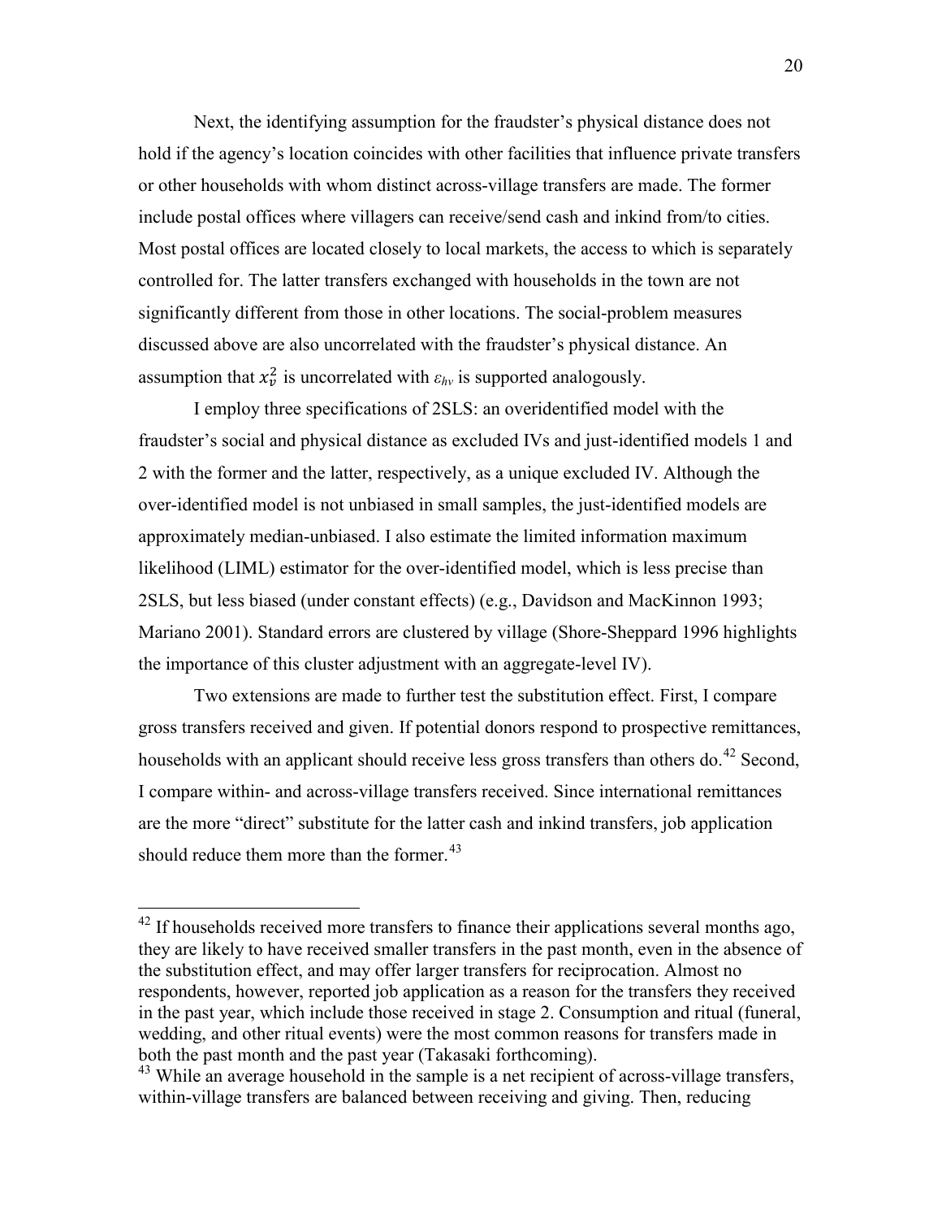Next, the identifying assumption for the fraudster's physical distance does not hold if the agency's location coincides with other facilities that influence private transfers or other households with whom distinct across-village transfers are made. The former include postal offices where villagers can receive/send cash and inkind from/to cities. Most postal offices are located closely to local markets, the access to which is separately controlled for. The latter transfers exchanged with households in the town are not significantly different from those in other locations. The social-problem measures discussed above are also uncorrelated with the fraudster's physical distance. An assumption that $x_v^2$ is uncorrelated with $\varepsilon_{hv}$ is supported analogously.

I employ three specifications of 2SLS: an overidentified model with the fraudster's social and physical distance as excluded IVs and just-identified models 1 and 2 with the former and the latter, respectively, as a unique excluded IV. Although the over-identified model is not unbiased in small samples, the just-identified models are approximately median-unbiased. I also estimate the limited information maximum likelihood (LIML) estimator for the over-identified model, which is less precise than 2SLS, but less biased (under constant effects) (e.g., Davidson and MacKinnon 1993; Mariano 2001). Standard errors are clustered by village (Shore-Sheppard 1996 highlights the importance of this cluster adjustment with an aggregate-level IV).

Two extensions are made to further test the substitution effect. First, I compare gross transfers received and given. If potential donors respond to prospective remittances, households with an applicant should receive less gross transfers than others do.[42] Second, I compare within- and across-village transfers received. Since international remittances are the more "direct" substitute for the latter cash and inkind transfers, job application should reduce them more than the former.[43]

---

[42] If households received more transfers to finance their applications several months ago, they are likely to have received smaller transfers in the past month, even in the absence of the substitution effect, and may offer larger transfers for reciprocation. Almost no respondents, however, reported job application as a reason for the transfers they received in the past year, which include those received in stage 2. Consumption and ritual (funeral, wedding, and other ritual events) were the most common reasons for transfers made in both the past month and the past year (Takasaki forthcoming).

[43] While an average household in the sample is a net recipient of across-village transfers, within-village transfers are balanced between receiving and giving. Then, reducing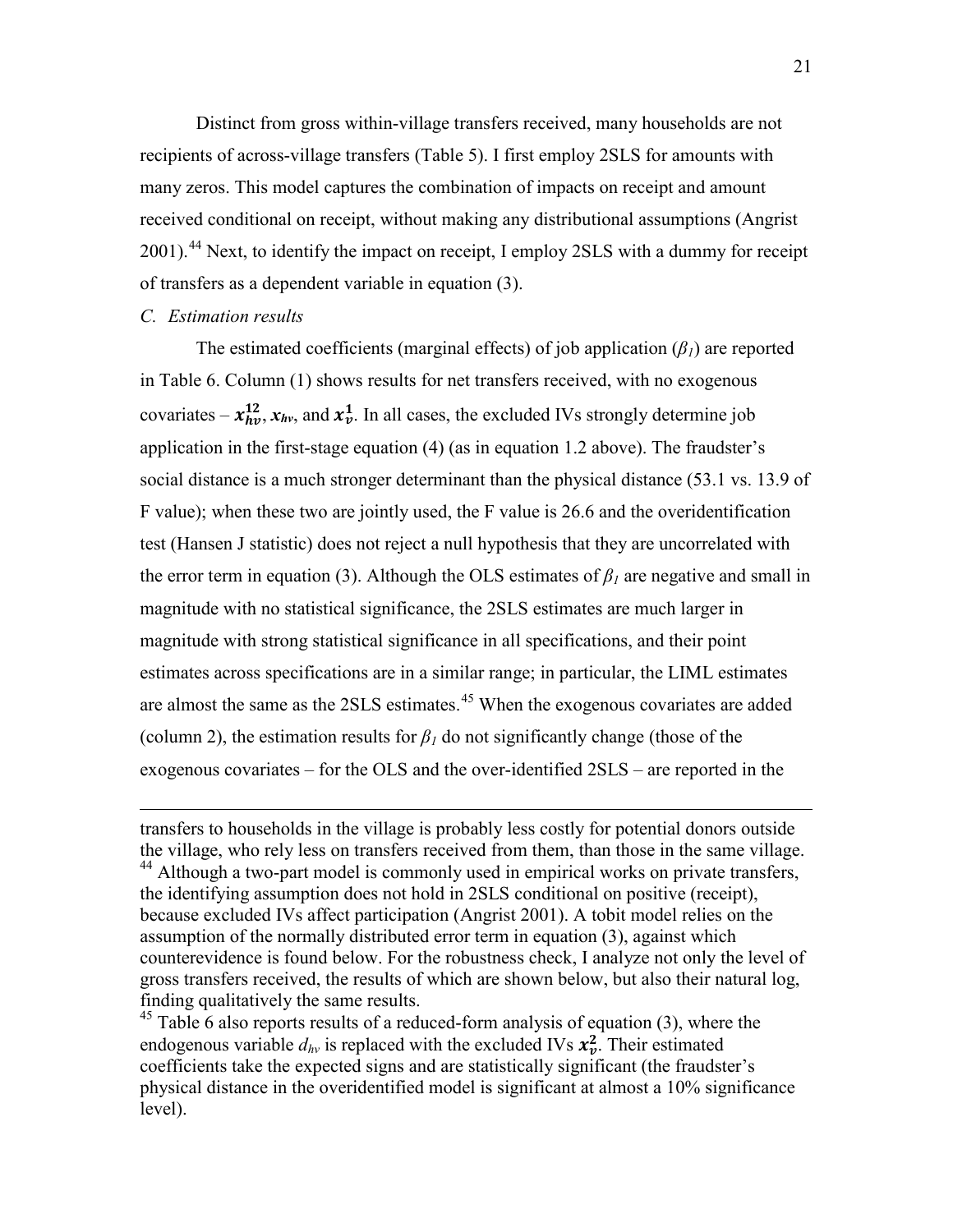Distinct from gross within-village transfers received, many households are not recipients of across-village transfers (Table 5). I first employ 2SLS for amounts with many zeros. This model captures the combination of impacts on receipt and amount received conditional on receipt, without making any distributional assumptions (Angrist 2001).[44] Next, to identify the impact on receipt, I employ 2SLS with a dummy for receipt of transfers as a dependent variable in equation (3).

*C. Estimation results*

The estimated coefficients (marginal effects) of job application ($\beta_1$) are reported in Table 6. Column (1) shows results for net transfers received, with no exogenous covariates – $\boldsymbol{x}_{hv}^{\mathbf{12}}$, $x_{hv}$, and $\boldsymbol{x}_{v}^{\mathbf{1}}$. In all cases, the excluded IVs strongly determine job application in the first-stage equation (4) (as in equation 1.2 above). The fraudster's social distance is a much stronger determinant than the physical distance (53.1 vs. 13.9 of F value); when these two are jointly used, the F value is 26.6 and the overidentification test (Hansen J statistic) does not reject a null hypothesis that they are uncorrelated with the error term in equation (3). Although the OLS estimates of $\beta_1$ are negative and small in magnitude with no statistical significance, the 2SLS estimates are much larger in magnitude with strong statistical significance in all specifications, and their point estimates across specifications are in a similar range; in particular, the LIML estimates are almost the same as the 2SLS estimates.[45] When the exogenous covariates are added (column 2), the estimation results for $\beta_1$ do not significantly change (those of the exogenous covariates – for the OLS and the over-identified 2SLS – are reported in the

---

transfers to households in the village is probably less costly for potential donors outside the village, who rely less on transfers received from them, than those in the same village.

[44] Although a two-part model is commonly used in empirical works on private transfers, the identifying assumption does not hold in 2SLS conditional on positive (receipt), because excluded IVs affect participation (Angrist 2001). A tobit model relies on the assumption of the normally distributed error term in equation (3), against which counterevidence is found below. For the robustness check, I analyze not only the level of gross transfers received, the results of which are shown below, but also their natural log, finding qualitatively the same results.

[45] Table 6 also reports results of a reduced-form analysis of equation (3), where the endogenous variable $d_{hv}$ is replaced with the excluded IVs $\boldsymbol{x}_{v}^{\mathbf{2}}$. Their estimated coefficients take the expected signs and are statistically significant (the fraudster's physical distance in the overidentified model is significant at almost a 10% significance level).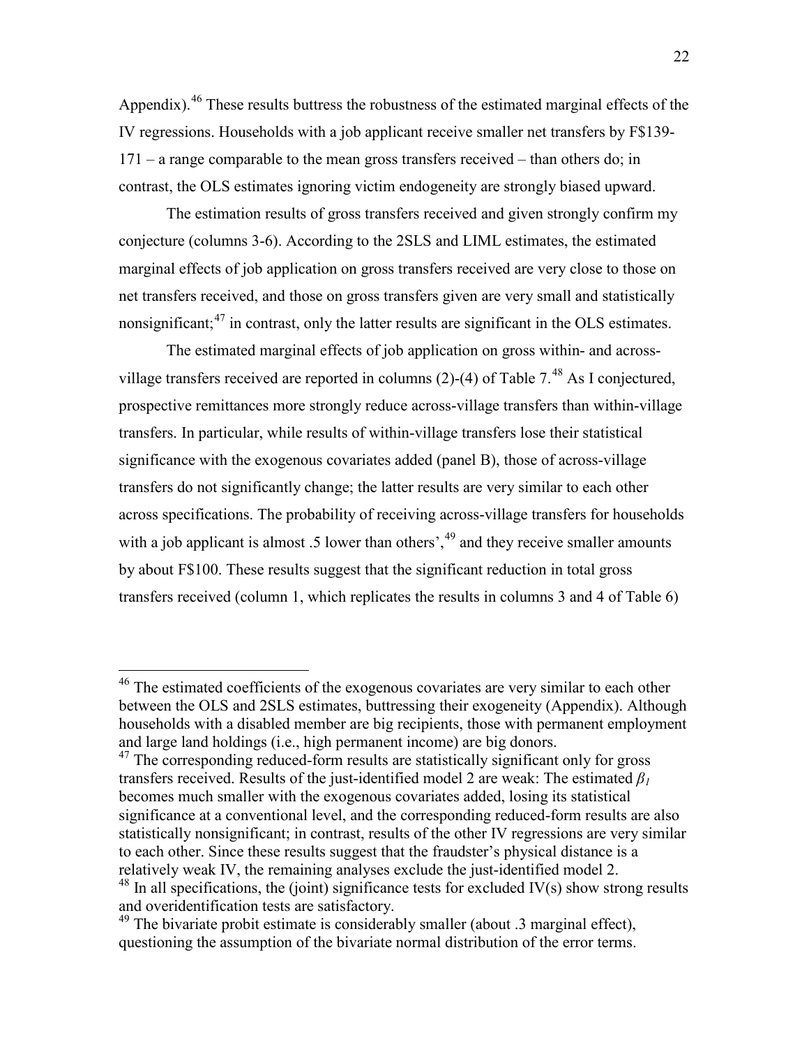Appendix).[46] These results buttress the robustness of the estimated marginal effects of the IV regressions. Households with a job applicant receive smaller net transfers by F$139-171 – a range comparable to the mean gross transfers received – than others do; in contrast, the OLS estimates ignoring victim endogeneity are strongly biased upward.

The estimation results of gross transfers received and given strongly confirm my conjecture (columns 3-6). According to the 2SLS and LIML estimates, the estimated marginal effects of job application on gross transfers received are very close to those on net transfers received, and those on gross transfers given are very small and statistically nonsignificant;[47] in contrast, only the latter results are significant in the OLS estimates.

The estimated marginal effects of job application on gross within- and across-village transfers received are reported in columns (2)-(4) of Table 7.[48] As I conjectured, prospective remittances more strongly reduce across-village transfers than within-village transfers. In particular, while results of within-village transfers lose their statistical significance with the exogenous covariates added (panel B), those of across-village transfers do not significantly change; the latter results are very similar to each other across specifications. The probability of receiving across-village transfers for households with a job applicant is almost .5 lower than others',[49] and they receive smaller amounts by about F$100. These results suggest that the significant reduction in total gross transfers received (column 1, which replicates the results in columns 3 and 4 of Table 6)

---

[46] The estimated coefficients of the exogenous covariates are very similar to each other between the OLS and 2SLS estimates, buttressing their exogeneity (Appendix). Although households with a disabled member are big recipients, those with permanent employment and large land holdings (i.e., high permanent income) are big donors.

[47] The corresponding reduced-form results are statistically significant only for gross transfers received. Results of the just-identified model 2 are weak: The estimated $\beta_1$ becomes much smaller with the exogenous covariates added, losing its statistical significance at a conventional level, and the corresponding reduced-form results are also statistically nonsignificant; in contrast, results of the other IV regressions are very similar to each other. Since these results suggest that the fraudster's physical distance is a relatively weak IV, the remaining analyses exclude the just-identified model 2.

[48] In all specifications, the (joint) significance tests for excluded IV(s) show strong results and overidentification tests are satisfactory.

[49] The bivariate probit estimate is considerably smaller (about .3 marginal effect), questioning the assumption of the bivariate normal distribution of the error terms.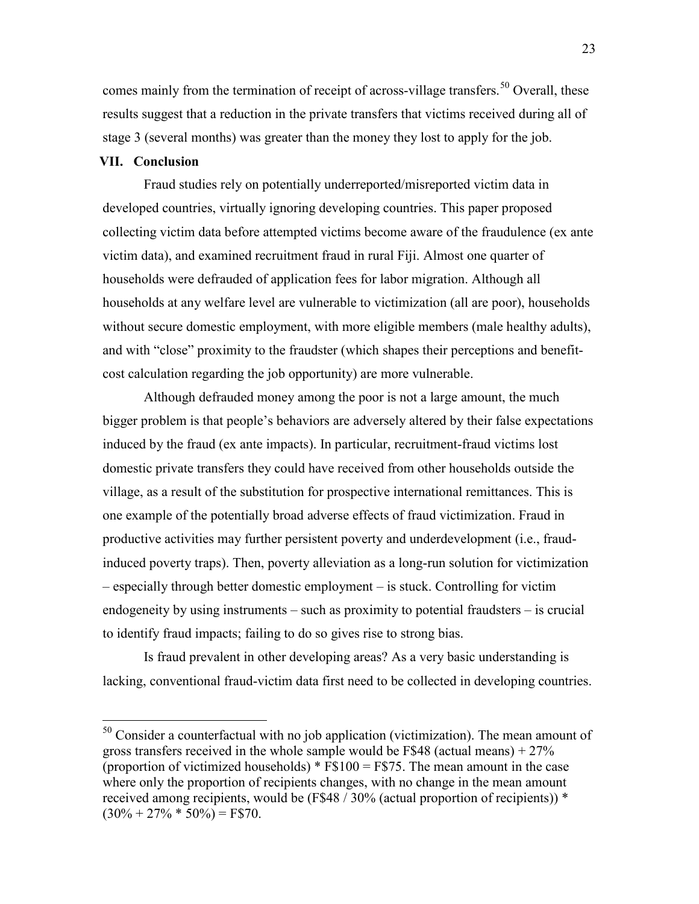comes mainly from the termination of receipt of across-village transfers.[50] Overall, these results suggest that a reduction in the private transfers that victims received during all of stage 3 (several months) was greater than the money they lost to apply for the job.

## VII. Conclusion

Fraud studies rely on potentially underreported/misreported victim data in developed countries, virtually ignoring developing countries. This paper proposed collecting victim data before attempted victims become aware of the fraudulence (ex ante victim data), and examined recruitment fraud in rural Fiji. Almost one quarter of households were defrauded of application fees for labor migration. Although all households at any welfare level are vulnerable to victimization (all are poor), households without secure domestic employment, with more eligible members (male healthy adults), and with "close" proximity to the fraudster (which shapes their perceptions and benefit-cost calculation regarding the job opportunity) are more vulnerable.

Although defrauded money among the poor is not a large amount, the much bigger problem is that people's behaviors are adversely altered by their false expectations induced by the fraud (ex ante impacts). In particular, recruitment-fraud victims lost domestic private transfers they could have received from other households outside the village, as a result of the substitution for prospective international remittances. This is one example of the potentially broad adverse effects of fraud victimization. Fraud in productive activities may further persistent poverty and underdevelopment (i.e., fraud-induced poverty traps). Then, poverty alleviation as a long-run solution for victimization – especially through better domestic employment – is stuck. Controlling for victim endogeneity by using instruments – such as proximity to potential fraudsters – is crucial to identify fraud impacts; failing to do so gives rise to strong bias.

Is fraud prevalent in other developing areas? As a very basic understanding is lacking, conventional fraud-victim data first need to be collected in developing countries.

---

[50] Consider a counterfactual with no job application (victimization). The mean amount of gross transfers received in the whole sample would be F$48 (actual means) + 27% (proportion of victimized households) * F$100 = F$75. The mean amount in the case where only the proportion of recipients changes, with no change in the mean amount received among recipients, would be (F$48 / 30% (actual proportion of recipients)) * (30% + 27% * 50%) = F$70.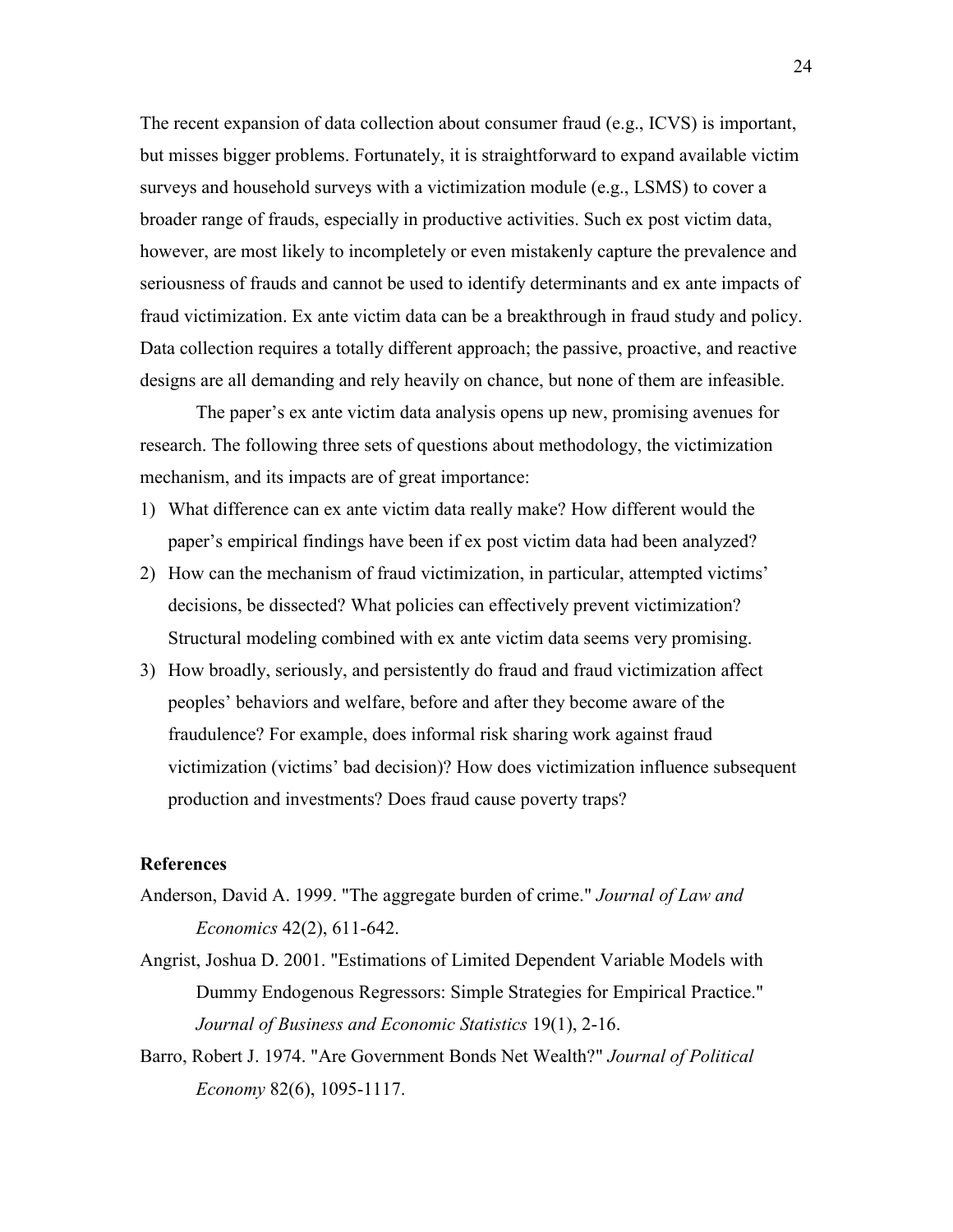The recent expansion of data collection about consumer fraud (e.g., ICVS) is important, but misses bigger problems. Fortunately, it is straightforward to expand available victim surveys and household surveys with a victimization module (e.g., LSMS) to cover a broader range of frauds, especially in productive activities. Such ex post victim data, however, are most likely to incompletely or even mistakenly capture the prevalence and seriousness of frauds and cannot be used to identify determinants and ex ante impacts of fraud victimization. Ex ante victim data can be a breakthrough in fraud study and policy. Data collection requires a totally different approach; the passive, proactive, and reactive designs are all demanding and rely heavily on chance, but none of them are infeasible.

The paper's ex ante victim data analysis opens up new, promising avenues for research. The following three sets of questions about methodology, the victimization mechanism, and its impacts are of great importance:

1) What difference can ex ante victim data really make? How different would the paper's empirical findings have been if ex post victim data had been analyzed?
2) How can the mechanism of fraud victimization, in particular, attempted victims' decisions, be dissected? What policies can effectively prevent victimization? Structural modeling combined with ex ante victim data seems very promising.
3) How broadly, seriously, and persistently do fraud and fraud victimization affect peoples' behaviors and welfare, before and after they become aware of the fraudulence? For example, does informal risk sharing work against fraud victimization (victims' bad decision)? How does victimization influence subsequent production and investments? Does fraud cause poverty traps?

## References

Anderson, David A. 1999. "The aggregate burden of crime." *Journal of Law and Economics* 42(2), 611-642.

Angrist, Joshua D. 2001. "Estimations of Limited Dependent Variable Models with Dummy Endogenous Regressors: Simple Strategies for Empirical Practice." *Journal of Business and Economic Statistics* 19(1), 2-16.

Barro, Robert J. 1974. "Are Government Bonds Net Wealth?" *Journal of Political Economy* 82(6), 1095-1117.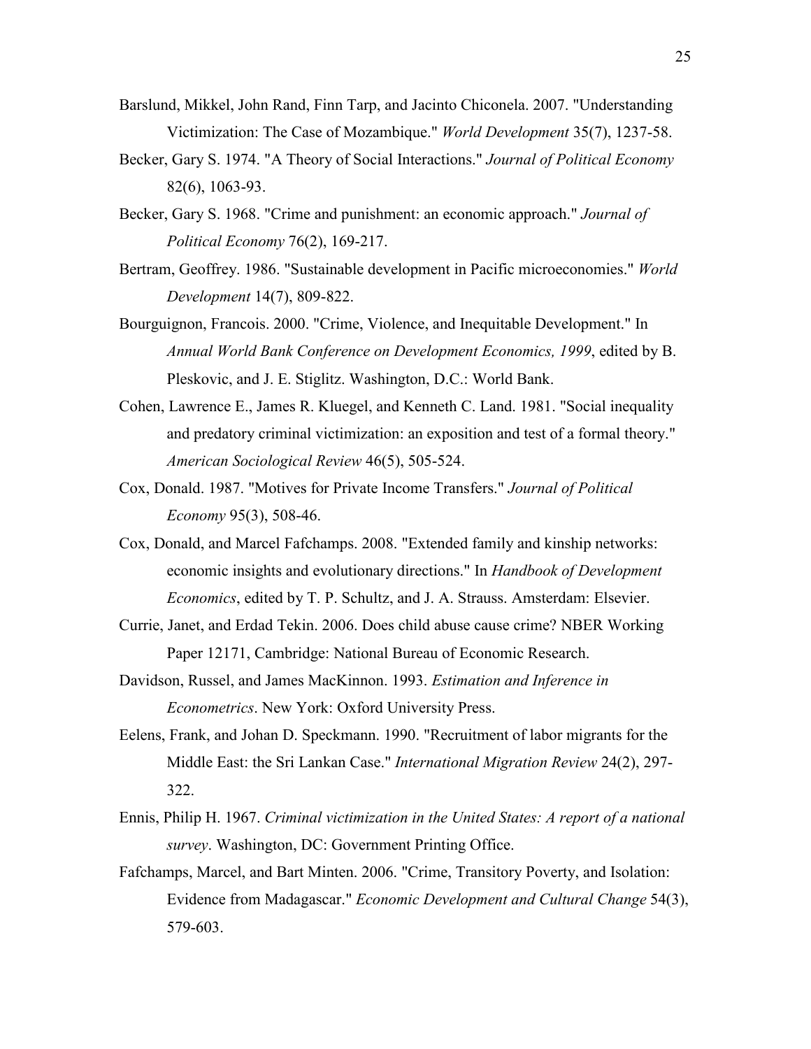Barslund, Mikkel, John Rand, Finn Tarp, and Jacinto Chiconela. 2007. "Understanding Victimization: The Case of Mozambique." *World Development* 35(7), 1237-58.

Becker, Gary S. 1974. "A Theory of Social Interactions." *Journal of Political Economy* 82(6), 1063-93.

Becker, Gary S. 1968. "Crime and punishment: an economic approach." *Journal of Political Economy* 76(2), 169-217.

Bertram, Geoffrey. 1986. "Sustainable development in Pacific microeconomies." *World Development* 14(7), 809-822.

Bourguignon, Francois. 2000. "Crime, Violence, and Inequitable Development." In *Annual World Bank Conference on Development Economics, 1999*, edited by B. Pleskovic, and J. E. Stiglitz. Washington, D.C.: World Bank.

Cohen, Lawrence E., James R. Kluegel, and Kenneth C. Land. 1981. "Social inequality and predatory criminal victimization: an exposition and test of a formal theory." *American Sociological Review* 46(5), 505-524.

Cox, Donald. 1987. "Motives for Private Income Transfers." *Journal of Political Economy* 95(3), 508-46.

Cox, Donald, and Marcel Fafchamps. 2008. "Extended family and kinship networks: economic insights and evolutionary directions." In *Handbook of Development Economics*, edited by T. P. Schultz, and J. A. Strauss. Amsterdam: Elsevier.

Currie, Janet, and Erdad Tekin. 2006. Does child abuse cause crime? NBER Working Paper 12171, Cambridge: National Bureau of Economic Research.

Davidson, Russel, and James MacKinnon. 1993. *Estimation and Inference in Econometrics*. New York: Oxford University Press.

Eelens, Frank, and Johan D. Speckmann. 1990. "Recruitment of labor migrants for the Middle East: the Sri Lankan Case." *International Migration Review* 24(2), 297-322.

Ennis, Philip H. 1967. *Criminal victimization in the United States: A report of a national survey*. Washington, DC: Government Printing Office.

Fafchamps, Marcel, and Bart Minten. 2006. "Crime, Transitory Poverty, and Isolation: Evidence from Madagascar." *Economic Development and Cultural Change* 54(3), 579-603.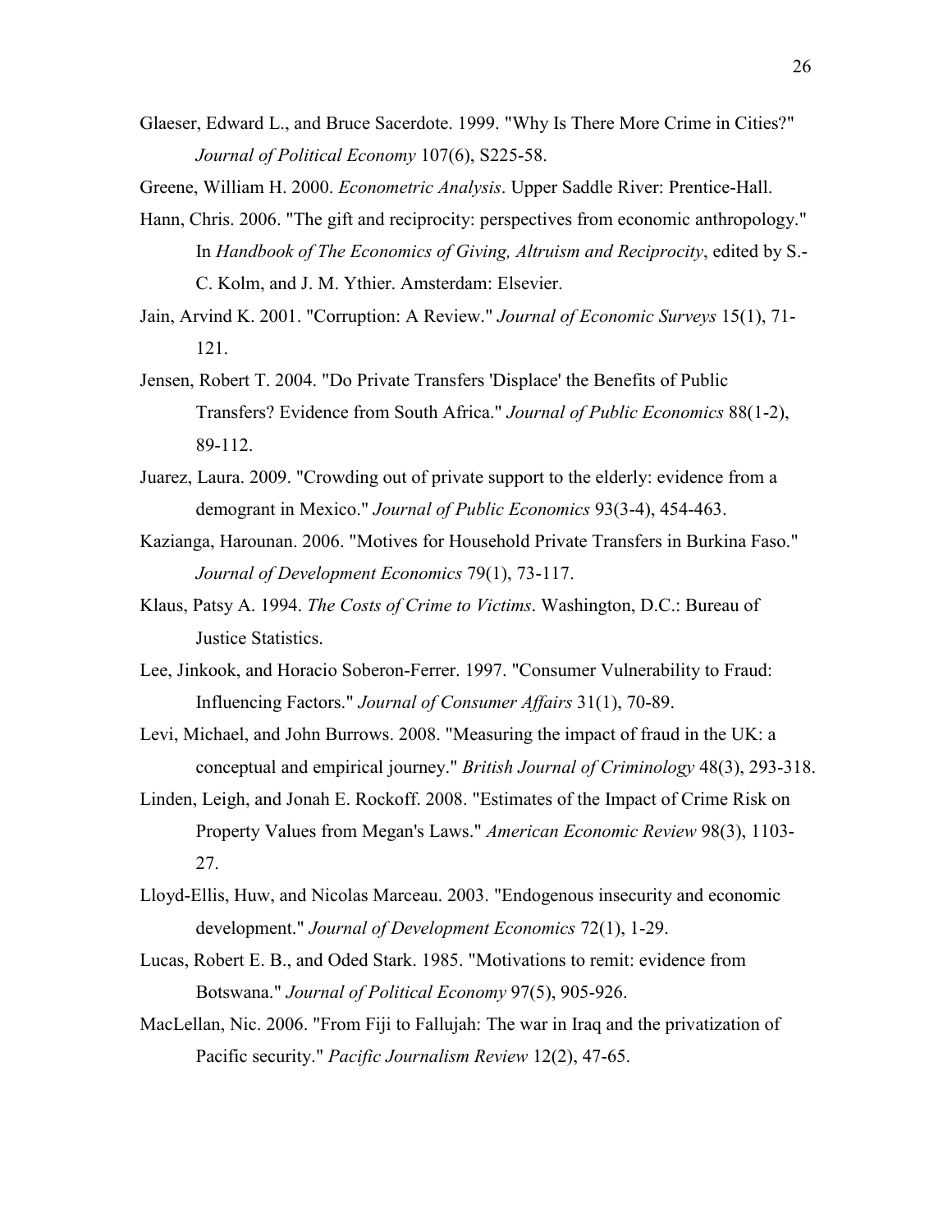Glaeser, Edward L., and Bruce Sacerdote. 1999. "Why Is There More Crime in Cities?" *Journal of Political Economy* 107(6), S225-58.

Greene, William H. 2000. *Econometric Analysis*. Upper Saddle River: Prentice-Hall.

Hann, Chris. 2006. "The gift and reciprocity: perspectives from economic anthropology." In *Handbook of The Economics of Giving, Altruism and Reciprocity*, edited by S.-C. Kolm, and J. M. Ythier. Amsterdam: Elsevier.

Jain, Arvind K. 2001. "Corruption: A Review." *Journal of Economic Surveys* 15(1), 71-121.

Jensen, Robert T. 2004. "Do Private Transfers 'Displace' the Benefits of Public Transfers? Evidence from South Africa." *Journal of Public Economics* 88(1-2), 89-112.

Juarez, Laura. 2009. "Crowding out of private support to the elderly: evidence from a demogrant in Mexico." *Journal of Public Economics* 93(3-4), 454-463.

Kazianga, Harounan. 2006. "Motives for Household Private Transfers in Burkina Faso." *Journal of Development Economics* 79(1), 73-117.

Klaus, Patsy A. 1994. *The Costs of Crime to Victims*. Washington, D.C.: Bureau of Justice Statistics.

Lee, Jinkook, and Horacio Soberon-Ferrer. 1997. "Consumer Vulnerability to Fraud: Influencing Factors." *Journal of Consumer Affairs* 31(1), 70-89.

Levi, Michael, and John Burrows. 2008. "Measuring the impact of fraud in the UK: a conceptual and empirical journey." *British Journal of Criminology* 48(3), 293-318.

Linden, Leigh, and Jonah E. Rockoff. 2008. "Estimates of the Impact of Crime Risk on Property Values from Megan's Laws." *American Economic Review* 98(3), 1103-27.

Lloyd-Ellis, Huw, and Nicolas Marceau. 2003. "Endogenous insecurity and economic development." *Journal of Development Economics* 72(1), 1-29.

Lucas, Robert E. B., and Oded Stark. 1985. "Motivations to remit: evidence from Botswana." *Journal of Political Economy* 97(5), 905-926.

MacLellan, Nic. 2006. "From Fiji to Fallujah: The war in Iraq and the privatization of Pacific security." *Pacific Journalism Review* 12(2), 47-65.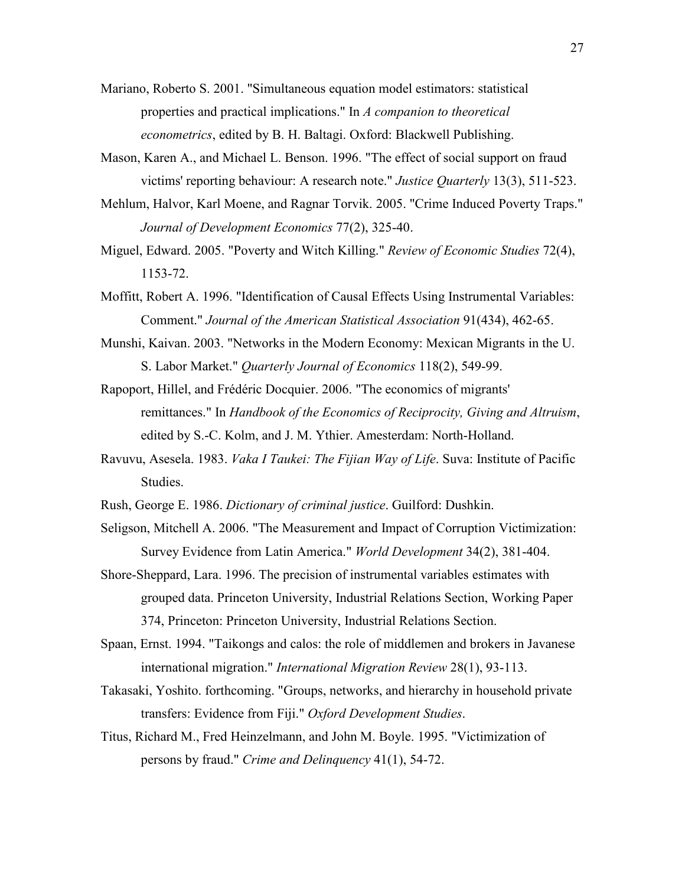Mariano, Roberto S. 2001. "Simultaneous equation model estimators: statistical properties and practical implications." In *A companion to theoretical econometrics*, edited by B. H. Baltagi. Oxford: Blackwell Publishing.

Mason, Karen A., and Michael L. Benson. 1996. "The effect of social support on fraud victims' reporting behaviour: A research note." *Justice Quarterly* 13(3), 511-523.

Mehlum, Halvor, Karl Moene, and Ragnar Torvik. 2005. "Crime Induced Poverty Traps." *Journal of Development Economics* 77(2), 325-40.

Miguel, Edward. 2005. "Poverty and Witch Killing." *Review of Economic Studies* 72(4), 1153-72.

Moffitt, Robert A. 1996. "Identification of Causal Effects Using Instrumental Variables: Comment." *Journal of the American Statistical Association* 91(434), 462-65.

Munshi, Kaivan. 2003. "Networks in the Modern Economy: Mexican Migrants in the U. S. Labor Market." *Quarterly Journal of Economics* 118(2), 549-99.

Rapoport, Hillel, and Frédéric Docquier. 2006. "The economics of migrants' remittances." In *Handbook of the Economics of Reciprocity, Giving and Altruism*, edited by S.-C. Kolm, and J. M. Ythier. Amesterdam: North-Holland.

Ravuvu, Asesela. 1983. *Vaka I Taukei: The Fijian Way of Life*. Suva: Institute of Pacific Studies.

Rush, George E. 1986. *Dictionary of criminal justice*. Guilford: Dushkin.

Seligson, Mitchell A. 2006. "The Measurement and Impact of Corruption Victimization: Survey Evidence from Latin America." *World Development* 34(2), 381-404.

Shore-Sheppard, Lara. 1996. The precision of instrumental variables estimates with grouped data. Princeton University, Industrial Relations Section, Working Paper 374, Princeton: Princeton University, Industrial Relations Section.

Spaan, Ernst. 1994. "Taikongs and calos: the role of middlemen and brokers in Javanese international migration." *International Migration Review* 28(1), 93-113.

Takasaki, Yoshito. forthcoming. "Groups, networks, and hierarchy in household private transfers: Evidence from Fiji." *Oxford Development Studies*.

Titus, Richard M., Fred Heinzelmann, and John M. Boyle. 1995. "Victimization of persons by fraud." *Crime and Delinquency* 41(1), 54-72.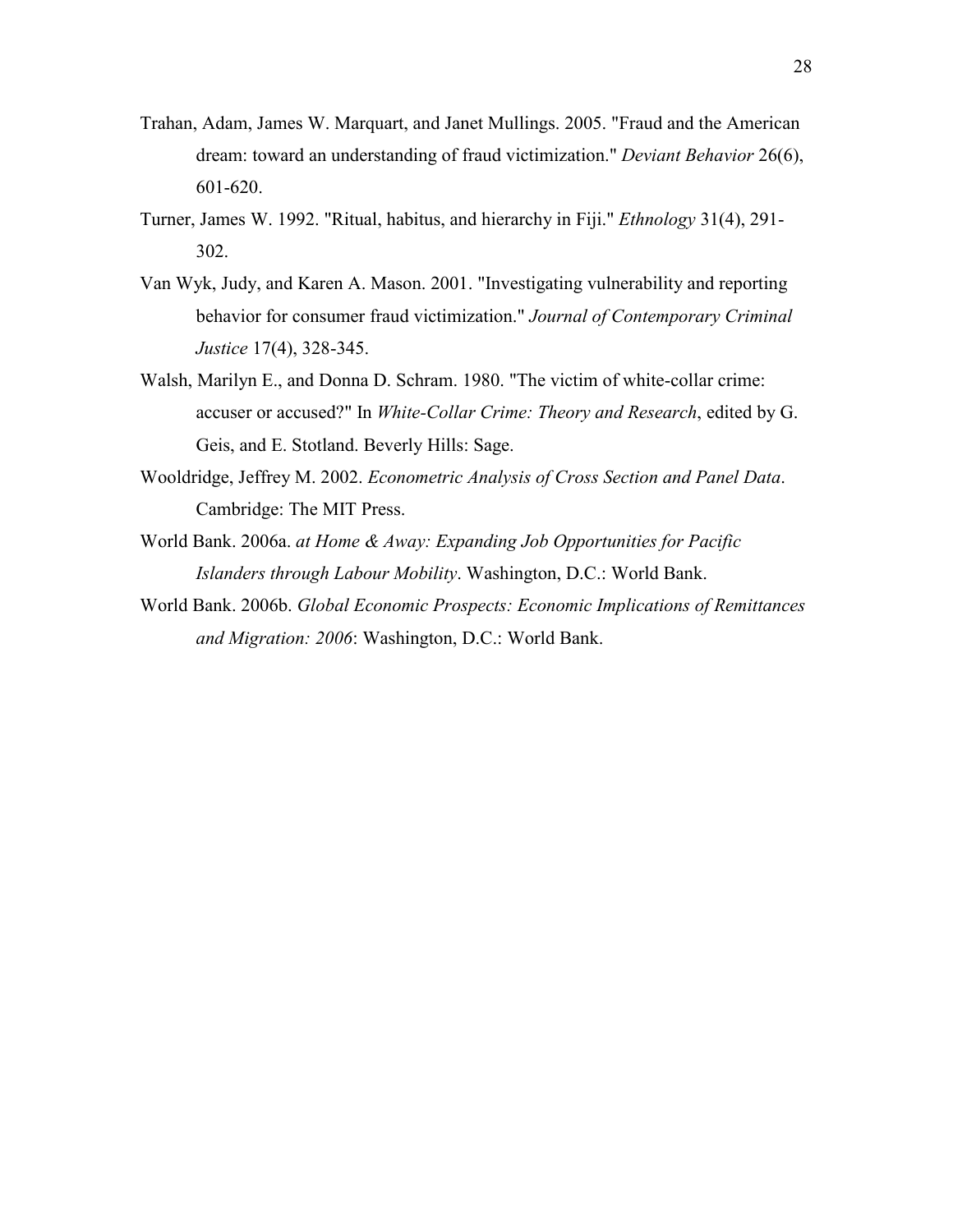Trahan, Adam, James W. Marquart, and Janet Mullings. 2005. "Fraud and the American dream: toward an understanding of fraud victimization." *Deviant Behavior* 26(6), 601-620.

Turner, James W. 1992. "Ritual, habitus, and hierarchy in Fiji." *Ethnology* 31(4), 291-302.

Van Wyk, Judy, and Karen A. Mason. 2001. "Investigating vulnerability and reporting behavior for consumer fraud victimization." *Journal of Contemporary Criminal Justice* 17(4), 328-345.

Walsh, Marilyn E., and Donna D. Schram. 1980. "The victim of white-collar crime: accuser or accused?" In *White-Collar Crime: Theory and Research*, edited by G. Geis, and E. Stotland. Beverly Hills: Sage.

Wooldridge, Jeffrey M. 2002. *Econometric Analysis of Cross Section and Panel Data*. Cambridge: The MIT Press.

World Bank. 2006a. *at Home & Away: Expanding Job Opportunities for Pacific Islanders through Labour Mobility*. Washington, D.C.: World Bank.

World Bank. 2006b. *Global Economic Prospects: Economic Implications of Remittances and Migration: 2006*: Washington, D.C.: World Bank.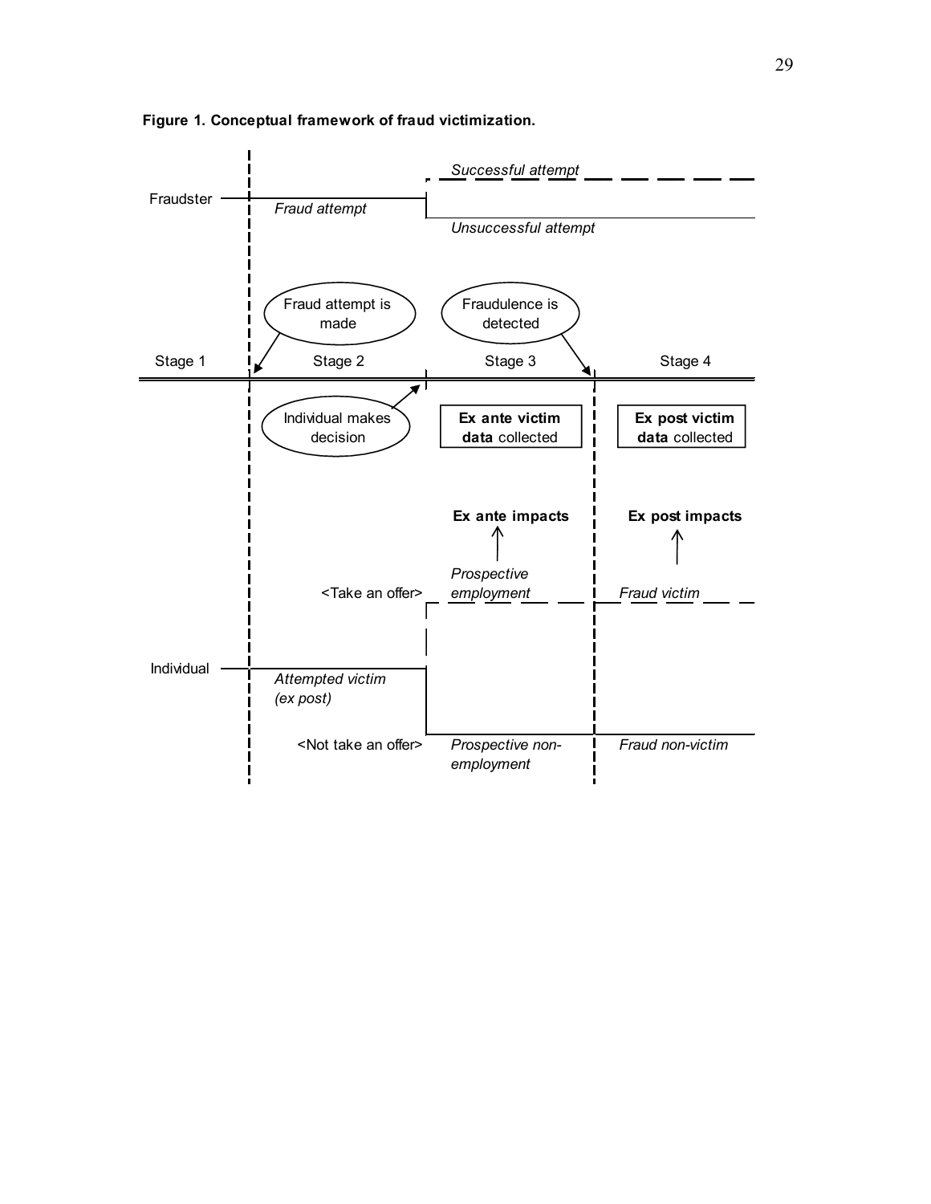**Figure 1. Conceptual framework of fraud victimization.**

Fraudster — *Fraud attempt*

*Successful attempt*

*Unsuccessful attempt*

Fraud attempt is made

Fraudulence is detected

Stage 1 | Stage 2 | Stage 3 | Stage 4

Individual makes decision

**Ex ante victim data** collected

**Ex post victim data** collected

**Ex ante impacts**

**Ex post impacts**

<Take an offer> *Prospective employment* | *Fraud victim*

Individual — *Attempted victim (ex post)*

<Not take an offer> *Prospective non-employment* | *Fraud non-victim*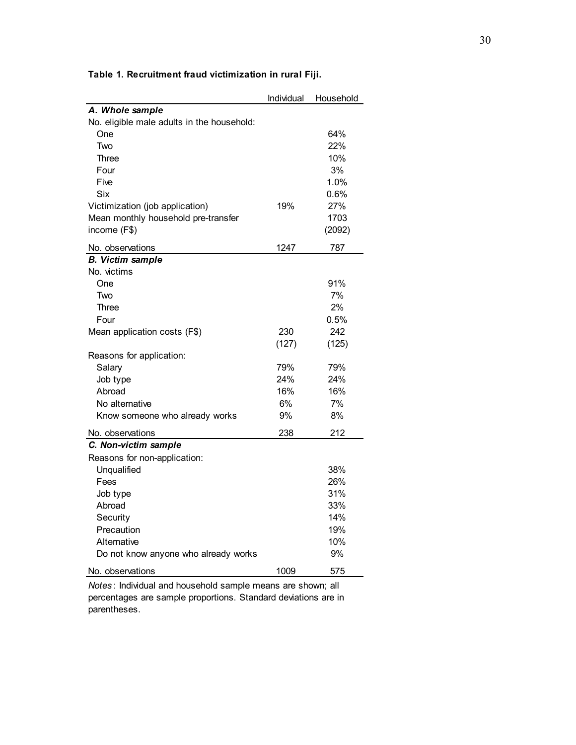**Table 1. Recruitment fraud victimization in rural Fiji.**

| | Individual | Household |
|---|---|---|
| ***A. Whole sample*** | | |
| No. eligible male adults in the household: | | |
| One | | 64% |
| Two | | 22% |
| Three | | 10% |
| Four | | 3% |
| Five | | 1.0% |
| Six | | 0.6% |
| Victimization (job application) | 19% | 27% |
| Mean monthly household pre-transfer income (F$) | | 1703 |
| | | (2092) |
| No. observations | 1247 | 787 |
| ***B. Victim sample*** | | |
| No. victims | | |
| One | | 91% |
| Two | | 7% |
| Three | | 2% |
| Four | | 0.5% |
| Mean application costs (F$) | 230 | 242 |
| | (127) | (125) |
| Reasons for application: | | |
| Salary | 79% | 79% |
| Job type | 24% | 24% |
| Abroad | 16% | 16% |
| No alternative | 6% | 7% |
| Know someone who already works | 9% | 8% |
| No. observations | 238 | 212 |
| ***C. Non-victim sample*** | | |
| Reasons for non-application: | | |
| Unqualified | | 38% |
| Fees | | 26% |
| Job type | | 31% |
| Abroad | | 33% |
| Security | | 14% |
| Precaution | | 19% |
| Alternative | | 10% |
| Do not know anyone who already works | | 9% |
| No. observations | 1009 | 575 |

*Notes*: Individual and household sample means are shown; all percentages are sample proportions. Standard deviations are in parentheses.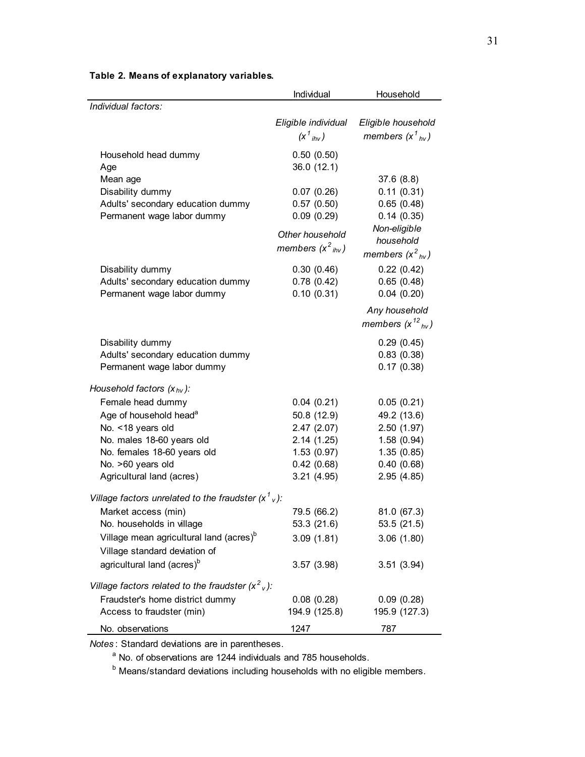**Table 2. Means of explanatory variables.**

| | Individual | Household |
|---|---|---|
| *Individual factors:* | | |
| | *Eligible individual ($x^1_{ihv}$)* | *Eligible household members ($x^1_{hv}$)* |
| Household head dummy | 0.50 (0.50) | |
| Age | 36.0 (12.1) | |
| Mean age | | 37.6 (8.8) |
| Disability dummy | 0.07 (0.26) | 0.11 (0.31) |
| Adults' secondary education dummy | 0.57 (0.50) | 0.65 (0.48) |
| Permanent wage labor dummy | 0.09 (0.29) | 0.14 (0.35) |
| | *Other household members ($x^2_{ihv}$)* | *Non-eligible household members ($x^2_{hv}$)* |
| Disability dummy | 0.30 (0.46) | 0.22 (0.42) |
| Adults' secondary education dummy | 0.78 (0.42) | 0.65 (0.48) |
| Permanent wage labor dummy | 0.10 (0.31) | 0.04 (0.20) |
| | | *Any household members ($x^{12}_{hv}$)* |
| Disability dummy | | 0.29 (0.45) |
| Adults' secondary education dummy | | 0.83 (0.38) |
| Permanent wage labor dummy | | 0.17 (0.38) |
| *Household factors ($x_{hv}$):* | | |
| Female head dummy | 0.04 (0.21) | 0.05 (0.21) |
| Age of household head[a] | 50.8 (12.9) | 49.2 (13.6) |
| No. <18 years old | 2.47 (2.07) | 2.50 (1.97) |
| No. males 18-60 years old | 2.14 (1.25) | 1.58 (0.94) |
| No. females 18-60 years old | 1.53 (0.97) | 1.35 (0.85) |
| No. >60 years old | 0.42 (0.68) | 0.40 (0.68) |
| Agricultural land (acres) | 3.21 (4.95) | 2.95 (4.85) |
| *Village factors unrelated to the fraudster ($x^1_v$):* | | |
| Market access (min) | 79.5 (66.2) | 81.0 (67.3) |
| No. households in village | 53.3 (21.6) | 53.5 (21.5) |
| Village mean agricultural land (acres)[b] | 3.09 (1.81) | 3.06 (1.80) |
| Village standard deviation of agricultural land (acres)[b] | 3.57 (3.98) | 3.51 (3.94) |
| *Village factors related to the fraudster ($x^2_v$):* | | |
| Fraudster's home district dummy | 0.08 (0.28) | 0.09 (0.28) |
| Access to fraudster (min) | 194.9 (125.8) | 195.9 (127.3) |
| No. observations | 1247 | 787 |

*Notes*: Standard deviations are in parentheses.

[a] No. of observations are 1244 individuals and 785 households.

[b] Means/standard deviations including households with no eligible members.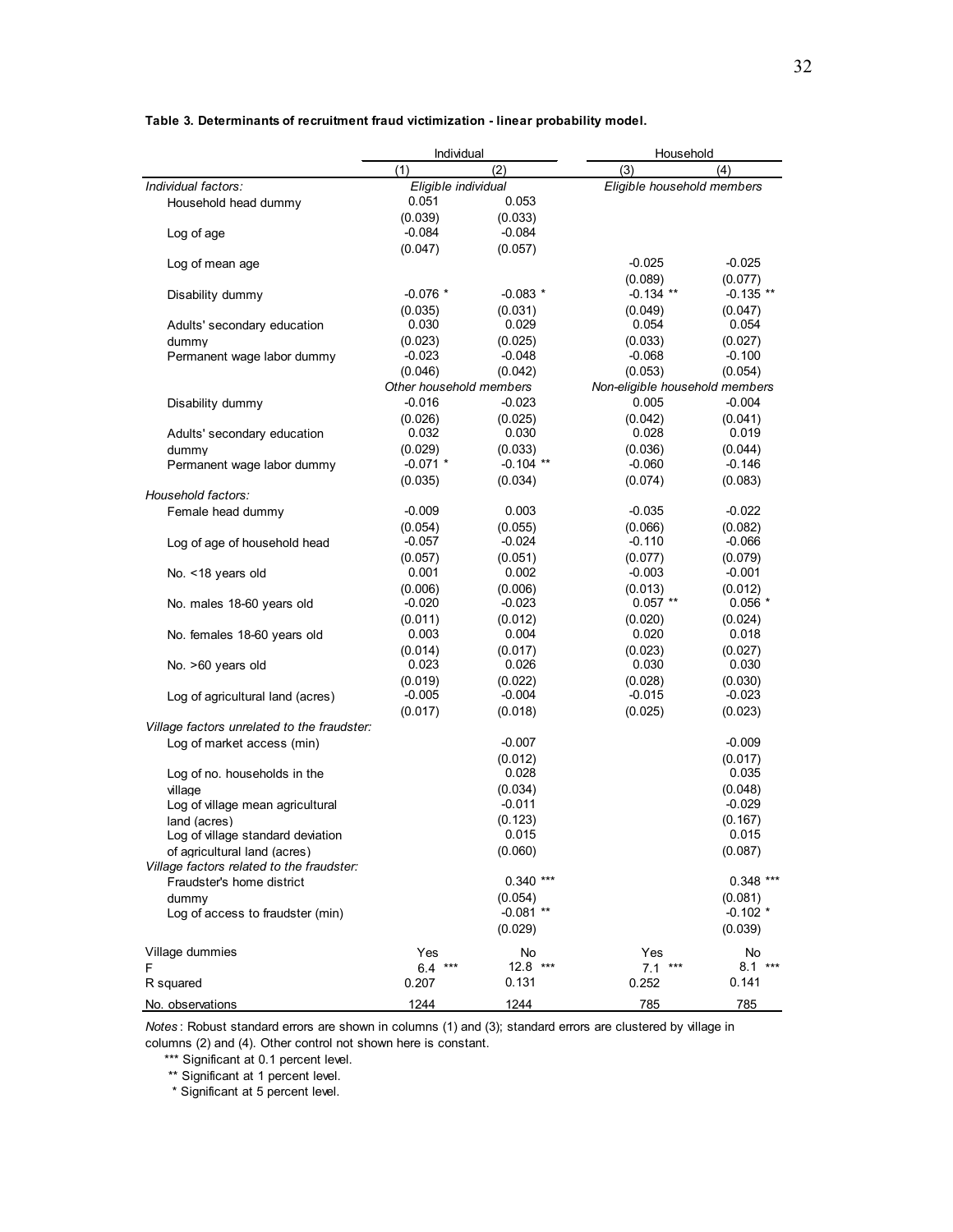**Table 3. Determinants of recruitment fraud victimization - linear probability model.**

| | Individual | | Household | |
|---|---|---|---|---|
| | (1) | (2) | (3) | (4) |
| *Individual factors:* | *Eligible individual* | | *Eligible household members* | |
| Household head dummy | 0.051 | 0.053 | | |
| | (0.039) | (0.033) | | |
| Log of age | -0.084 | -0.084 | | |
| | (0.047) | (0.057) | | |
| Log of mean age | | | -0.025 | -0.025 |
| | | | (0.089) | (0.077) |
| Disability dummy | -0.076 * | -0.083 * | -0.134 ** | -0.135 ** |
| | (0.035) | (0.031) | (0.049) | (0.047) |
| Adults' secondary education dummy | 0.030 | 0.029 | 0.054 | 0.054 |
| | (0.023) | (0.025) | (0.033) | (0.027) |
| Permanent wage labor dummy | -0.023 | -0.048 | -0.068 | -0.100 |
| | (0.046) | (0.042) | (0.053) | (0.054) |
| | *Other household members* | | *Non-eligible household members* | |
| Disability dummy | -0.016 | -0.023 | 0.005 | -0.004 |
| | (0.026) | (0.025) | (0.042) | (0.041) |
| Adults' secondary education dummy | 0.032 | 0.030 | 0.028 | 0.019 |
| | (0.029) | (0.033) | (0.036) | (0.044) |
| Permanent wage labor dummy | -0.071 * | -0.104 ** | -0.060 | -0.146 |
| | (0.035) | (0.034) | (0.074) | (0.083) |
| *Household factors:* | | | | |
| Female head dummy | -0.009 | 0.003 | -0.035 | -0.022 |
| | (0.054) | (0.055) | (0.066) | (0.082) |
| Log of age of household head | -0.057 | -0.024 | -0.110 | -0.066 |
| | (0.057) | (0.051) | (0.077) | (0.079) |
| No. <18 years old | 0.001 | 0.002 | -0.003 | -0.001 |
| | (0.006) | (0.006) | (0.013) | (0.012) |
| No. males 18-60 years old | -0.020 | -0.023 | 0.057 ** | 0.056 * |
| | (0.011) | (0.012) | (0.020) | (0.024) |
| No. females 18-60 years old | 0.003 | 0.004 | 0.020 | 0.018 |
| | (0.014) | (0.017) | (0.023) | (0.027) |
| No. >60 years old | 0.023 | 0.026 | 0.030 | 0.030 |
| | (0.019) | (0.022) | (0.028) | (0.030) |
| Log of agricultural land (acres) | -0.005 | -0.004 | -0.015 | -0.023 |
| | (0.017) | (0.018) | (0.025) | (0.023) |
| *Village factors unrelated to the fraudster:* | | | | |
| Log of market access (min) | | -0.007 | | -0.009 |
| | | (0.012) | | (0.017) |
| Log of no. households in the village | | 0.028 | | 0.035 |
| | | (0.034) | | (0.048) |
| Log of village mean agricultural land (acres) | | -0.011 | | -0.029 |
| | | (0.123) | | (0.167) |
| Log of village standard deviation of agricultural land (acres) | | 0.015 | | 0.015 |
| | | (0.060) | | (0.087) |
| *Village factors related to the fraudster:* | | | | |
| Fraudster's home district dummy | | 0.340 *** | | 0.348 *** |
| | | (0.054) | | (0.081) |
| Log of access to fraudster (min) | | -0.081 ** | | -0.102 * |
| | | (0.029) | | (0.039) |
| Village dummies | Yes | No | Yes | No |
| F | 6.4 *** | 12.8 *** | 7.1 *** | 8.1 *** |
| R squared | 0.207 | 0.131 | 0.252 | 0.141 |
| No. observations | 1244 | 1244 | 785 | 785 |

*Notes*: Robust standard errors are shown in columns (1) and (3); standard errors are clustered by village in columns (2) and (4). Other control not shown here is constant.

*** Significant at 0.1 percent level.

** Significant at 1 percent level.

* Significant at 5 percent level.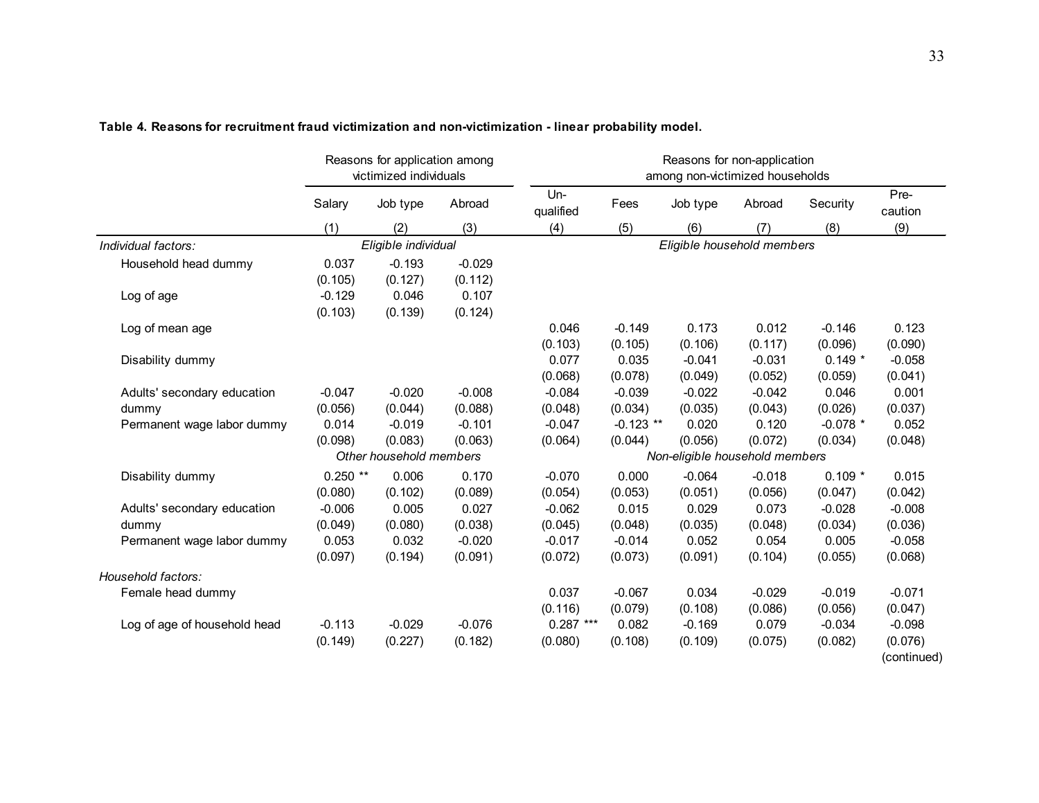**Table 4. Reasons for recruitment fraud victimization and non-victimization - linear probability model.**

| | Reasons for application among victimized individuals | | | Reasons for non-application among non-victimized households | | | | | |
|---|---|---|---|---|---|---|---|---|---|
| | Salary | Job type | Abroad | Un-qualified | Fees | Job type | Abroad | Security | Pre-caution |
| | (1) | (2) | (3) | (4) | (5) | (6) | (7) | (8) | (9) |
| *Individual factors:* | *Eligible individual* | | | *Eligible household members* | | | | | |
| Household head dummy | 0.037 | -0.193 | -0.029 | | | | | | |
| | (0.105) | (0.127) | (0.112) | | | | | | |
| Log of age | -0.129 | 0.046 | 0.107 | | | | | | |
| | (0.103) | (0.139) | (0.124) | | | | | | |
| Log of mean age | | | | 0.046 | -0.149 | 0.173 | 0.012 | -0.146 | 0.123 |
| | | | | (0.103) | (0.105) | (0.106) | (0.117) | (0.096) | (0.090) |
| Disability dummy | | | | 0.077 | 0.035 | -0.041 | -0.031 | 0.149 * | -0.058 |
| | | | | (0.068) | (0.078) | (0.049) | (0.052) | (0.059) | (0.041) |
| Adults' secondary education dummy | -0.047 | -0.020 | -0.008 | -0.084 | -0.039 | -0.022 | -0.042 | 0.046 | 0.001 |
| | (0.056) | (0.044) | (0.088) | (0.048) | (0.034) | (0.035) | (0.043) | (0.026) | (0.037) |
| Permanent wage labor dummy | 0.014 | -0.019 | -0.101 | -0.047 | -0.123 ** | 0.020 | 0.120 | -0.078 * | 0.052 |
| | (0.098) | (0.083) | (0.063) | (0.064) | (0.044) | (0.056) | (0.072) | (0.034) | (0.048) |
| | *Other household members* | | | *Non-eligible household members* | | | | | |
| Disability dummy | 0.250 ** | 0.006 | 0.170 | -0.070 | 0.000 | -0.064 | -0.018 | 0.109 * | 0.015 |
| | (0.080) | (0.102) | (0.089) | (0.054) | (0.053) | (0.051) | (0.056) | (0.047) | (0.042) |
| Adults' secondary education dummy | -0.006 | 0.005 | 0.027 | -0.062 | 0.015 | 0.029 | 0.073 | -0.028 | -0.008 |
| | (0.049) | (0.080) | (0.038) | (0.045) | (0.048) | (0.035) | (0.048) | (0.034) | (0.036) |
| Permanent wage labor dummy | 0.053 | 0.032 | -0.020 | -0.017 | -0.014 | 0.052 | 0.054 | 0.005 | -0.058 |
| | (0.097) | (0.194) | (0.091) | (0.072) | (0.073) | (0.091) | (0.104) | (0.055) | (0.068) |
| *Household factors:* | | | | | | | | | |
| Female head dummy | | | | 0.037 | -0.067 | 0.034 | -0.029 | -0.019 | -0.071 |
| | | | | (0.116) | (0.079) | (0.108) | (0.086) | (0.056) | (0.047) |
| Log of age of household head | -0.113 | -0.029 | -0.076 | 0.287 *** | 0.082 | -0.169 | 0.079 | -0.034 | -0.098 |
| | (0.149) | (0.227) | (0.182) | (0.080) | (0.108) | (0.109) | (0.075) | (0.082) | (0.076) |

(continued)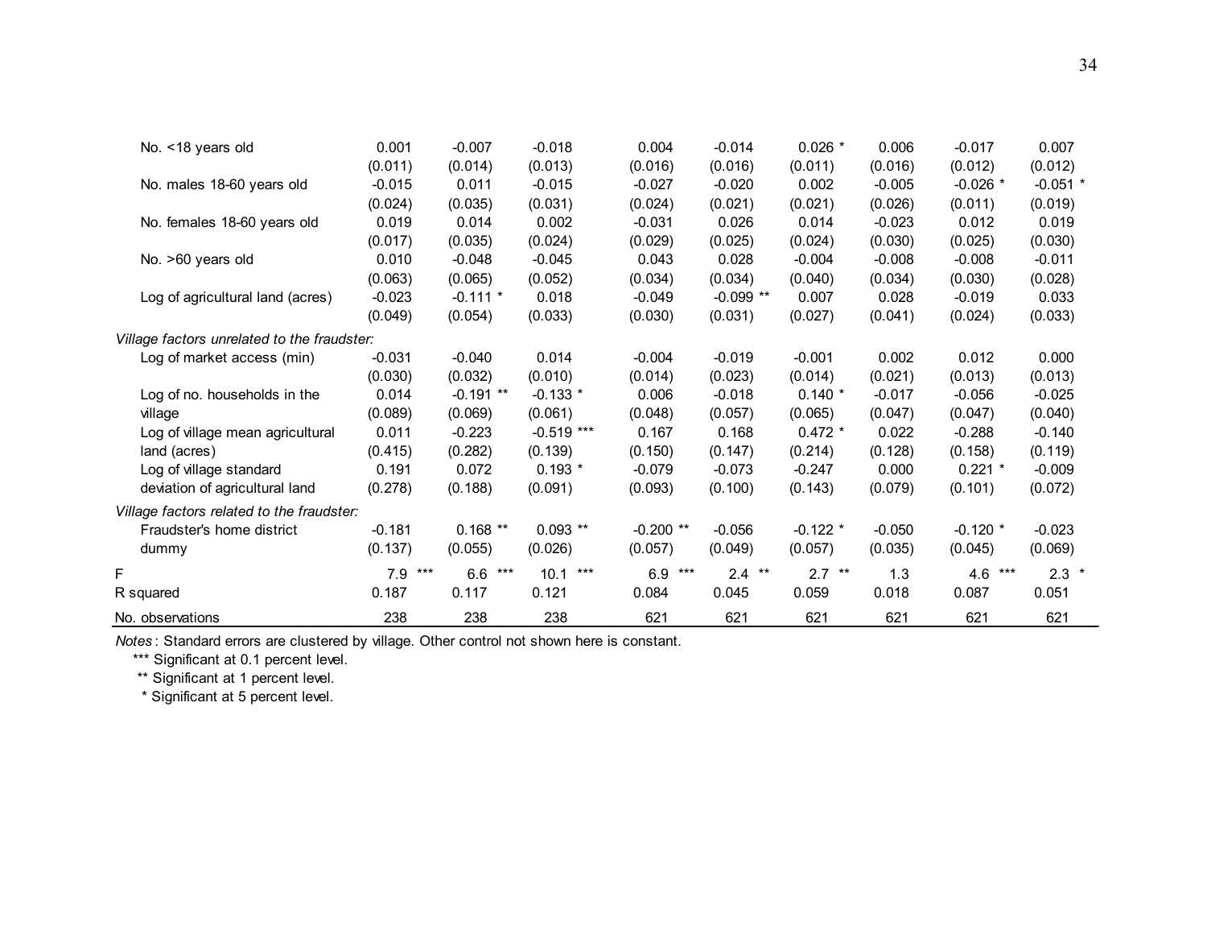| | | | | | | | | | |
|---|---|---|---|---|---|---|---|---|---|
| No. <18 years old | 0.001 | -0.007 | -0.018 | 0.004 | -0.014 | 0.026 * | 0.006 | -0.017 | 0.007 |
| | (0.011) | (0.014) | (0.013) | (0.016) | (0.016) | (0.011) | (0.016) | (0.012) | (0.012) |
| No. males 18-60 years old | -0.015 | 0.011 | -0.015 | -0.027 | -0.020 | 0.002 | -0.005 | -0.026 * | -0.051 * |
| | (0.024) | (0.035) | (0.031) | (0.024) | (0.021) | (0.021) | (0.026) | (0.011) | (0.019) |
| No. females 18-60 years old | 0.019 | 0.014 | 0.002 | -0.031 | 0.026 | 0.014 | -0.023 | 0.012 | 0.019 |
| | (0.017) | (0.035) | (0.024) | (0.029) | (0.025) | (0.024) | (0.030) | (0.025) | (0.030) |
| No. >60 years old | 0.010 | -0.048 | -0.045 | 0.043 | 0.028 | -0.004 | -0.008 | -0.008 | -0.011 |
| | (0.063) | (0.065) | (0.052) | (0.034) | (0.034) | (0.040) | (0.034) | (0.030) | (0.028) |
| Log of agricultural land (acres) | -0.023 | -0.111 * | 0.018 | -0.049 | -0.099 ** | 0.007 | 0.028 | -0.019 | 0.033 |
| | (0.049) | (0.054) | (0.033) | (0.030) | (0.031) | (0.027) | (0.041) | (0.024) | (0.033) |
| *Village factors unrelated to the fraudster:* | | | | | | | | | |
| Log of market access (min) | -0.031 | -0.040 | 0.014 | -0.004 | -0.019 | -0.001 | 0.002 | 0.012 | 0.000 |
| | (0.030) | (0.032) | (0.010) | (0.014) | (0.023) | (0.014) | (0.021) | (0.013) | (0.013) |
| Log of no. households in the village | 0.014 | -0.191 ** | -0.133 * | 0.006 | -0.018 | 0.140 * | -0.017 | -0.056 | -0.025 |
| | (0.089) | (0.069) | (0.061) | (0.048) | (0.057) | (0.065) | (0.047) | (0.047) | (0.040) |
| Log of village mean agricultural land (acres) | 0.011 | -0.223 | -0.519 *** | 0.167 | 0.168 | 0.472 * | 0.022 | -0.288 | -0.140 |
| | (0.415) | (0.282) | (0.139) | (0.150) | (0.147) | (0.214) | (0.128) | (0.158) | (0.119) |
| Log of village standard deviation of agricultural land | 0.191 | 0.072 | 0.193 * | -0.079 | -0.073 | -0.247 | 0.000 | 0.221 * | -0.009 |
| | (0.278) | (0.188) | (0.091) | (0.093) | (0.100) | (0.143) | (0.079) | (0.101) | (0.072) |
| *Village factors related to the fraudster:* | | | | | | | | | |
| Fraudster's home district dummy | -0.181 | 0.168 ** | 0.093 ** | -0.200 ** | -0.056 | -0.122 * | -0.050 | -0.120 * | -0.023 |
| | (0.137) | (0.055) | (0.026) | (0.057) | (0.049) | (0.057) | (0.035) | (0.045) | (0.069) |
| F | 7.9 *** | 6.6 *** | 10.1 *** | 6.9 *** | 2.4 ** | 2.7 ** | 1.3 | 4.6 *** | 2.3 * |
| R squared | 0.187 | 0.117 | 0.121 | 0.084 | 0.045 | 0.059 | 0.018 | 0.087 | 0.051 |
| No. observations | 238 | 238 | 238 | 621 | 621 | 621 | 621 | 621 | 621 |

*Notes*: Standard errors are clustered by village. Other control not shown here is constant.

*** Significant at 0.1 percent level.

** Significant at 1 percent level.

* Significant at 5 percent level.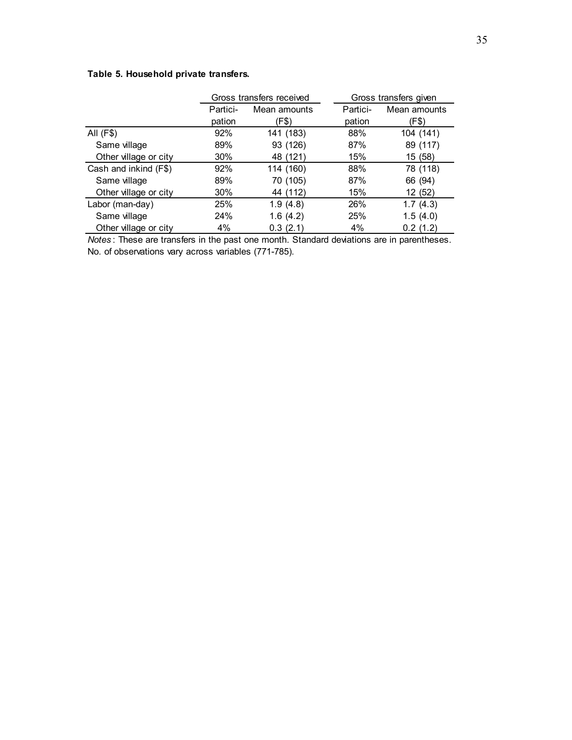**Table 5. Household private transfers.**

| | Gross transfers received | | Gross transfers given | |
|---|---|---|---|---|
| | Partici-pation | Mean amounts (F$) | Partici-pation | Mean amounts (F$) |
| All (F$) | 92% | 141 (183) | 88% | 104 (141) |
| Same village | 89% | 93 (126) | 87% | 89 (117) |
| Other village or city | 30% | 48 (121) | 15% | 15 (58) |
| Cash and inkind (F$) | 92% | 114 (160) | 88% | 78 (118) |
| Same village | 89% | 70 (105) | 87% | 66 (94) |
| Other village or city | 30% | 44 (112) | 15% | 12 (52) |
| Labor (man-day) | 25% | 1.9 (4.8) | 26% | 1.7 (4.3) |
| Same village | 24% | 1.6 (4.2) | 25% | 1.5 (4.0) |
| Other village or city | 4% | 0.3 (2.1) | 4% | 0.2 (1.2) |

*Notes*: These are transfers in the past one month. Standard deviations are in parentheses. No. of observations vary across variables (771-785).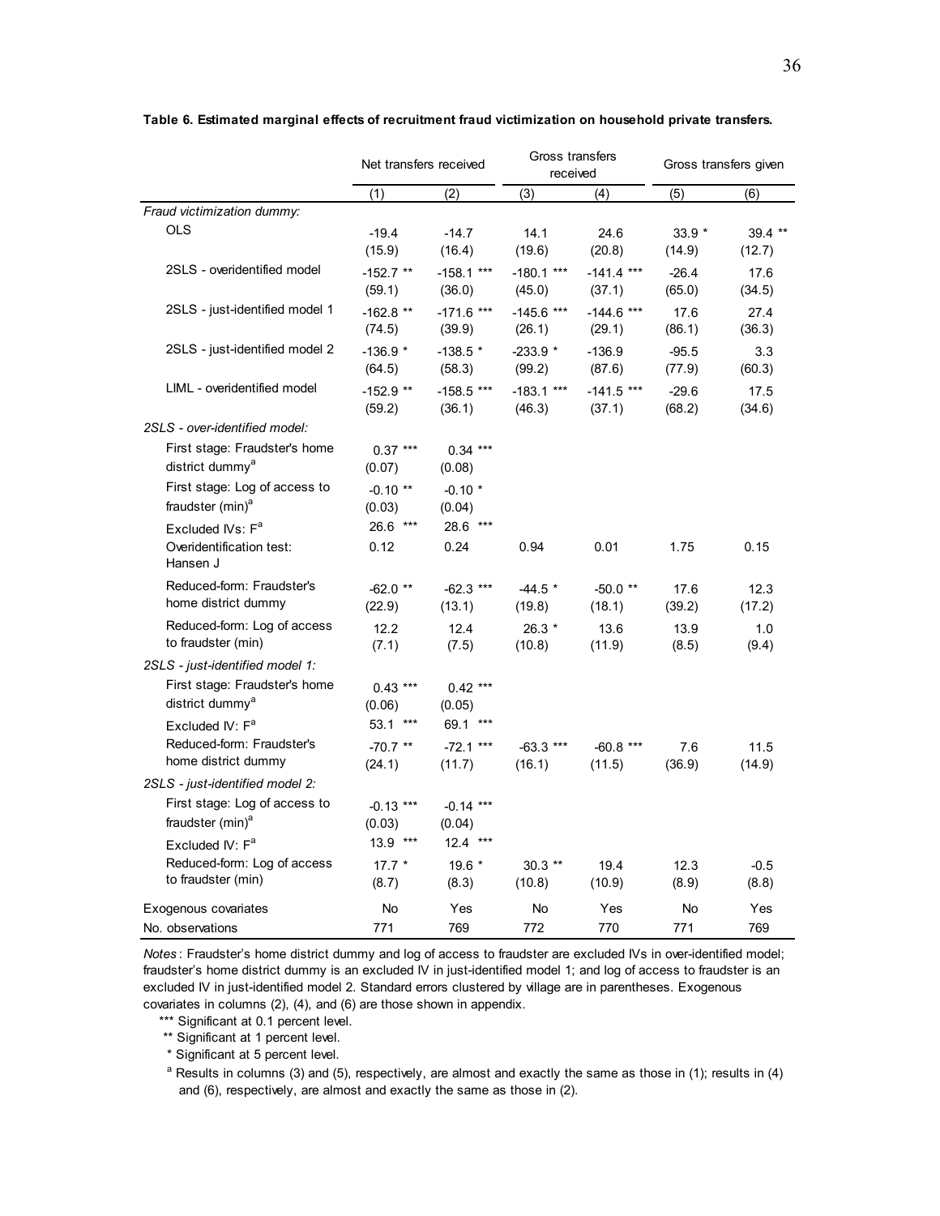**Table 6. Estimated marginal effects of recruitment fraud victimization on household private transfers.**

| | Net transfers received | | Gross transfers received | | Gross transfers given | |
|---|---|---|---|---|---|---|
| | (1) | (2) | (3) | (4) | (5) | (6) |
| *Fraud victimization dummy:* | | | | | | |
| OLS | -19.4 | -14.7 | 14.1 | 24.6 | 33.9 * | 39.4 ** |
| | (15.9) | (16.4) | (19.6) | (20.8) | (14.9) | (12.7) |
| 2SLS - overidentified model | -152.7 ** | -158.1 *** | -180.1 *** | -141.4 *** | -26.4 | 17.6 |
| | (59.1) | (36.0) | (45.0) | (37.1) | (65.0) | (34.5) |
| 2SLS - just-identified model 1 | -162.8 ** | -171.6 *** | -145.6 *** | -144.6 *** | 17.6 | 27.4 |
| | (74.5) | (39.9) | (26.1) | (29.1) | (86.1) | (36.3) |
| 2SLS - just-identified model 2 | -136.9 * | -138.5 * | -233.9 * | -136.9 | -95.5 | 3.3 |
| | (64.5) | (58.3) | (99.2) | (87.6) | (77.9) | (60.3) |
| LIML - overidentified model | -152.9 ** | -158.5 *** | -183.1 *** | -141.5 *** | -29.6 | 17.5 |
| | (59.2) | (36.1) | (46.3) | (37.1) | (68.2) | (34.6) |
| *2SLS - over-identified model:* | | | | | | |
| First stage: Fraudster's home district dummy[a] | 0.37 *** | 0.34 *** | | | | |
| | (0.07) | (0.08) | | | | |
| First stage: Log of access to fraudster (min)[a] | -0.10 ** | -0.10 * | | | | |
| | (0.03) | (0.04) | | | | |
| Excluded IVs: F[a] | 26.6 *** | 28.6 *** | | | | |
| Overidentification test: Hansen J | 0.12 | 0.24 | 0.94 | 0.01 | 1.75 | 0.15 |
| Reduced-form: Fraudster's home district dummy | -62.0 ** | -62.3 *** | -44.5 * | -50.0 ** | 17.6 | 12.3 |
| | (22.9) | (13.1) | (19.8) | (18.1) | (39.2) | (17.2) |
| Reduced-form: Log of access to fraudster (min) | 12.2 | 12.4 | 26.3 * | 13.6 | 13.9 | 1.0 |
| | (7.1) | (7.5) | (10.8) | (11.9) | (8.5) | (9.4) |
| *2SLS - just-identified model 1:* | | | | | | |
| First stage: Fraudster's home district dummy[a] | 0.43 *** | 0.42 *** | | | | |
| | (0.06) | (0.05) | | | | |
| Excluded IV: F[a] | 53.1 *** | 69.1 *** | | | | |
| Reduced-form: Fraudster's home district dummy | -70.7 ** | -72.1 *** | -63.3 *** | -60.8 *** | 7.6 | 11.5 |
| | (24.1) | (11.7) | (16.1) | (11.5) | (36.9) | (14.9) |
| *2SLS - just-identified model 2:* | | | | | | |
| First stage: Log of access to fraudster (min)[a] | -0.13 *** | -0.14 *** | | | | |
| | (0.03) | (0.04) | | | | |
| Excluded IV: F[a] | 13.9 *** | 12.4 *** | | | | |
| Reduced-form: Log of access to fraudster (min) | 17.7 * | 19.6 * | 30.3 ** | 19.4 | 12.3 | -0.5 |
| | (8.7) | (8.3) | (10.8) | (10.9) | (8.9) | (8.8) |
| Exogenous covariates | No | Yes | No | Yes | No | Yes |
| No. observations | 771 | 769 | 772 | 770 | 771 | 769 |

*Notes*: Fraudster's home district dummy and log of access to fraudster are excluded IVs in over-identified model; fraudster's home district dummy is an excluded IV in just-identified model 1; and log of access to fraudster is an excluded IV in just-identified model 2. Standard errors clustered by village are in parentheses. Exogenous covariates in columns (2), (4), and (6) are those shown in appendix.

*** Significant at 0.1 percent level.

** Significant at 1 percent level.

* Significant at 5 percent level.

[a] Results in columns (3) and (5), respectively, are almost and exactly the same as those in (1); results in (4) and (6), respectively, are almost and exactly the same as those in (2).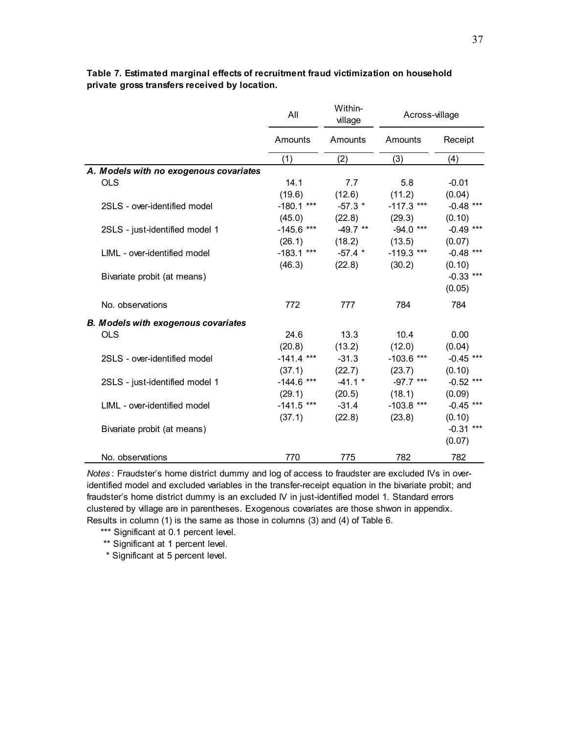**Table 7. Estimated marginal effects of recruitment fraud victimization on household private gross transfers received by location.**

| | All | Within-village | Across-village | |
|---|---|---|---|---|
| | Amounts | Amounts | Amounts | Receipt |
| | (1) | (2) | (3) | (4) |
| ***A. Models with no exogenous covariates*** | | | | |
| OLS | 14.1 | 7.7 | 5.8 | -0.01 |
| | (19.6) | (12.6) | (11.2) | (0.04) |
| 2SLS - over-identified model | -180.1 *** | -57.3 * | -117.3 *** | -0.48 *** |
| | (45.0) | (22.8) | (29.3) | (0.10) |
| 2SLS - just-identified model 1 | -145.6 *** | -49.7 ** | -94.0 *** | -0.49 *** |
| | (26.1) | (18.2) | (13.5) | (0.07) |
| LIML - over-identified model | -183.1 *** | -57.4 * | -119.3 *** | -0.48 *** |
| | (46.3) | (22.8) | (30.2) | (0.10) |
| Bivariate probit (at means) | | | | -0.33 *** |
| | | | | (0.05) |
| No. observations | 772 | 777 | 784 | 784 |
| ***B. Models with exogenous covariates*** | | | | |
| OLS | 24.6 | 13.3 | 10.4 | 0.00 |
| | (20.8) | (13.2) | (12.0) | (0.04) |
| 2SLS - over-identified model | -141.4 *** | -31.3 | -103.6 *** | -0.45 *** |
| | (37.1) | (22.7) | (23.7) | (0.10) |
| 2SLS - just-identified model 1 | -144.6 *** | -41.1 * | -97.7 *** | -0.52 *** |
| | (29.1) | (20.5) | (18.1) | (0.09) |
| LIML - over-identified model | -141.5 *** | -31.4 | -103.8 *** | -0.45 *** |
| | (37.1) | (22.8) | (23.8) | (0.10) |
| Bivariate probit (at means) | | | | -0.31 *** |
| | | | | (0.07) |
| No. observations | 770 | 775 | 782 | 782 |

*Notes*: Fraudster's home district dummy and log of access to fraudster are excluded IVs in over-identified model and excluded variables in the transfer-receipt equation in the bivariate probit; and fraudster's home district dummy is an excluded IV in just-identified model 1. Standard errors clustered by village are in parentheses. Exogenous covariates are those shwon in appendix. Results in column (1) is the same as those in columns (3) and (4) of Table 6.

\*\*\* Significant at 0.1 percent level.

\*\* Significant at 1 percent level.

\* Significant at 5 percent level.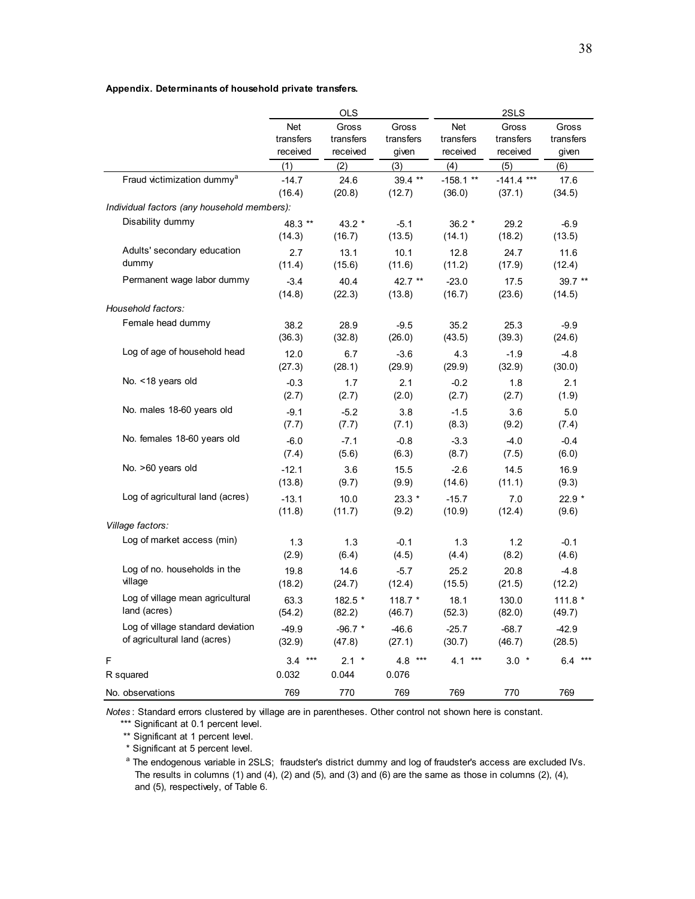**Appendix. Determinants of household private transfers.**

| | OLS | | | 2SLS | | |
|---|---|---|---|---|---|---|
| | Net transfers received | Gross transfers received | Gross transfers given | Net transfers received | Gross transfers received | Gross transfers given |
| | (1) | (2) | (3) | (4) | (5) | (6) |
| Fraud victimization dummy[a] | -14.7 | 24.6 | 39.4 ** | -158.1 ** | -141.4 *** | 17.6 |
| | (16.4) | (20.8) | (12.7) | (36.0) | (37.1) | (34.5) |
| *Individual factors (any household members):* | | | | | | |
| Disability dummy | 48.3 ** | 43.2 * | -5.1 | 36.2 * | 29.2 | -6.9 |
| | (14.3) | (16.7) | (13.5) | (14.1) | (18.2) | (13.5) |
| Adults' secondary education dummy | 2.7 | 13.1 | 10.1 | 12.8 | 24.7 | 11.6 |
| | (11.4) | (15.6) | (11.6) | (11.2) | (17.9) | (12.4) |
| Permanent wage labor dummy | -3.4 | 40.4 | 42.7 ** | -23.0 | 17.5 | 39.7 ** |
| | (14.8) | (22.3) | (13.8) | (16.7) | (23.6) | (14.5) |
| *Household factors:* | | | | | | |
| Female head dummy | 38.2 | 28.9 | -9.5 | 35.2 | 25.3 | -9.9 |
| | (36.3) | (32.8) | (26.0) | (43.5) | (39.3) | (24.6) |
| Log of age of household head | 12.0 | 6.7 | -3.6 | 4.3 | -1.9 | -4.8 |
| | (27.3) | (28.1) | (29.9) | (29.9) | (32.9) | (30.0) |
| No. <18 years old | -0.3 | 1.7 | 2.1 | -0.2 | 1.8 | 2.1 |
| | (2.7) | (2.7) | (2.0) | (2.7) | (2.7) | (1.9) |
| No. males 18-60 years old | -9.1 | -5.2 | 3.8 | -1.5 | 3.6 | 5.0 |
| | (7.7) | (7.7) | (7.1) | (8.3) | (9.2) | (7.4) |
| No. females 18-60 years old | -6.0 | -7.1 | -0.8 | -3.3 | -4.0 | -0.4 |
| | (7.4) | (5.6) | (6.3) | (8.7) | (7.5) | (6.0) |
| No. >60 years old | -12.1 | 3.6 | 15.5 | -2.6 | 14.5 | 16.9 |
| | (13.8) | (9.7) | (9.9) | (14.6) | (11.1) | (9.3) |
| Log of agricultural land (acres) | -13.1 | 10.0 | 23.3 * | -15.7 | 7.0 | 22.9 * |
| | (11.8) | (11.7) | (9.2) | (10.9) | (12.4) | (9.6) |
| *Village factors:* | | | | | | |
| Log of market access (min) | 1.3 | 1.3 | -0.1 | 1.3 | 1.2 | -0.1 |
| | (2.9) | (6.4) | (4.5) | (4.4) | (8.2) | (4.6) |
| Log of no. households in the village | 19.8 | 14.6 | -5.7 | 25.2 | 20.8 | -4.8 |
| | (18.2) | (24.7) | (12.4) | (15.5) | (21.5) | (12.2) |
| Log of village mean agricultural land (acres) | 63.3 | 182.5 * | 118.7 * | 18.1 | 130.0 | 111.8 * |
| | (54.2) | (82.2) | (46.7) | (52.3) | (82.0) | (49.7) |
| Log of village standard deviation of agricultural land (acres) | -49.9 | -96.7 * | -46.6 | -25.7 | -68.7 | -42.9 |
| | (32.9) | (47.8) | (27.1) | (30.7) | (46.7) | (28.5) |
| F | 3.4 *** | 2.1 * | 4.8 *** | 4.1 *** | 3.0 * | 6.4 *** |
| R squared | 0.032 | 0.044 | 0.076 | | | |
| No. observations | 769 | 770 | 769 | 769 | 770 | 769 |

*Notes*: Standard errors clustered by village are in parentheses. Other control not shown here is constant.

*** Significant at 0.1 percent level.

** Significant at 1 percent level.

\* Significant at 5 percent level.

[a] The endogenous variable in 2SLS; fraudster's district dummy and log of fraudster's access are excluded IVs. The results in columns (1) and (4), (2) and (5), and (3) and (6) are the same as those in columns (2), (4), and (5), respectively, of Table 6.